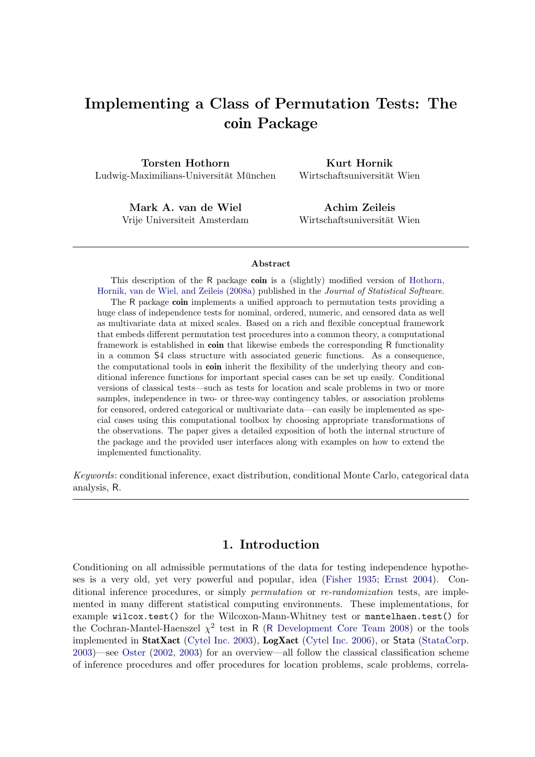# Implementing a Class of Permutation Tests: The coin Package

**Torsten Hothorn**
Ludwig-Maximilians-Universität München

**Kurt Hornik**
Wirtschaftsuniversität Wien

**Mark A. van de Wiel**
Vrije Universiteit Amsterdam

**Achim Zeileis**
Wirtschaftsuniversität Wien

### Abstract

This description of the R package **coin** is a (slightly) modified version of Hothorn, Hornik, van de Wiel, and Zeileis (2008a) published in the *Journal of Statistical Software*.

The R package **coin** implements a unified approach to permutation tests providing a huge class of independence tests for nominal, ordered, numeric, and censored data as well as multivariate data at mixed scales. Based on a rich and flexible conceptual framework that embeds different permutation test procedures into a common theory, a computational framework is established in **coin** that likewise embeds the corresponding R functionality in a common S4 class structure with associated generic functions. As a consequence, the computational tools in **coin** inherit the flexibility of the underlying theory and conditional inference functions for important special cases can be set up easily. Conditional versions of classical tests—such as tests for location and scale problems in two or more samples, independence in two- or three-way contingency tables, or association problems for censored, ordered categorical or multivariate data—can easily be implemented as special cases using this computational toolbox by choosing appropriate transformations of the observations. The paper gives a detailed exposition of both the internal structure of the package and the provided user interfaces along with examples on how to extend the implemented functionality.

*Keywords*: conditional inference, exact distribution, conditional Monte Carlo, categorical data analysis, R.

## 1. Introduction

Conditioning on all admissible permutations of the data for testing independence hypotheses is a very old, yet very powerful and popular, idea (Fisher 1935; Ernst 2004). Conditional inference procedures, or simply *permutation* or *re-randomization* tests, are implemented in many different statistical computing environments. These implementations, for example `wilcox.test()` for the Wilcoxon-Mann-Whitney test or `mantelhaen.test()` for the Cochran-Mantel-Haenszel $\chi^2$ test in R (R Development Core Team 2008) or the tools implemented in **StatXact** (Cytel Inc. 2003), **LogXact** (Cytel Inc. 2006), or Stata (StataCorp. 2003)—see Oster (2002, 2003) for an overview—all follow the classical classification scheme of inference procedures and offer procedures for location problems, scale problems, correla-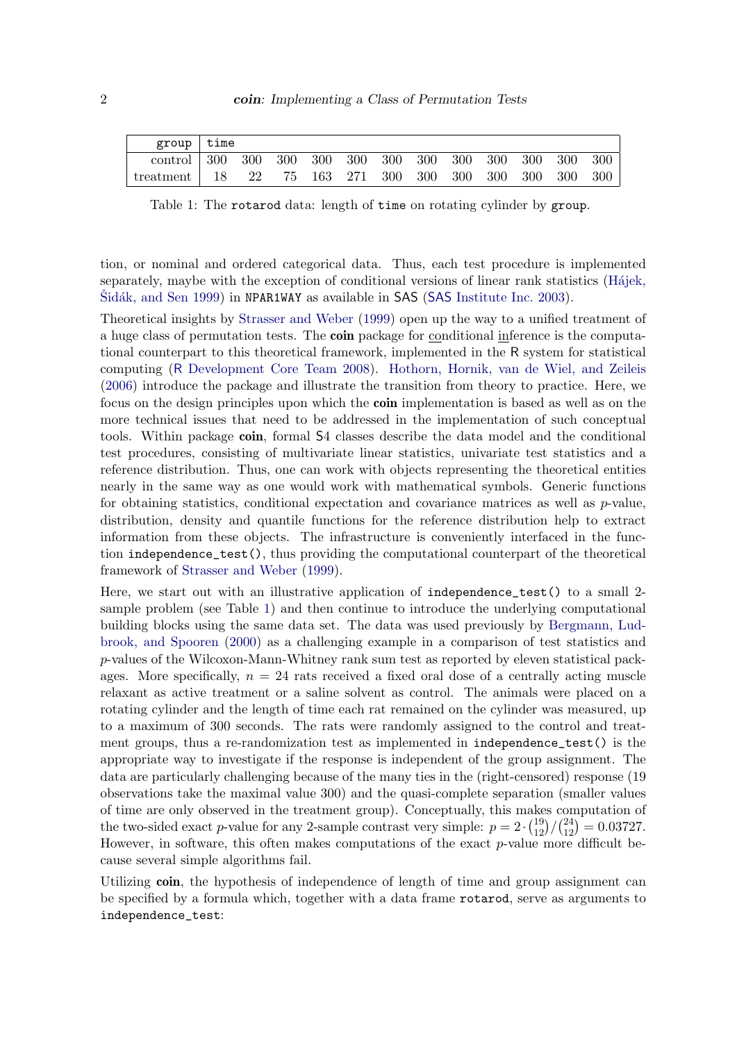| group | time | | | | | | | | | | | |
|---|---|---|---|---|---|---|---|---|---|---|---|---|
| control | 300 | 300 | 300 | 300 | 300 | 300 | 300 | 300 | 300 | 300 | 300 | 300 |
| treatment | 18 | 22 | 75 | 163 | 271 | 300 | 300 | 300 | 300 | 300 | 300 | 300 |

Table 1: The `rotarod` data: length of `time` on rotating cylinder by `group`.

tion, or nominal and ordered categorical data. Thus, each test procedure is implemented separately, maybe with the exception of conditional versions of linear rank statistics (Hájek, Šidák, and Sen 1999) in NPAR1WAY as available in SAS (SAS Institute Inc. 2003).

Theoretical insights by Strasser and Weber (1999) open up the way to a unified treatment of a huge class of permutation tests. The **coin** package for conditional inference is the computational counterpart to this theoretical framework, implemented in the R system for statistical computing (R Development Core Team 2008). Hothorn, Hornik, van de Wiel, and Zeileis (2006) introduce the package and illustrate the transition from theory to practice. Here, we focus on the design principles upon which the **coin** implementation is based as well as on the more technical issues that need to be addressed in the implementation of such conceptual tools. Within package **coin**, formal S4 classes describe the data model and the conditional test procedures, consisting of multivariate linear statistics, univariate test statistics and a reference distribution. Thus, one can work with objects representing the theoretical entities nearly in the same way as one would work with mathematical symbols. Generic functions for obtaining statistics, conditional expectation and covariance matrices as well as $p$-value, distribution, density and quantile functions for the reference distribution help to extract information from these objects. The infrastructure is conveniently interfaced in the function `independence_test()`, thus providing the computational counterpart of the theoretical framework of Strasser and Weber (1999).

Here, we start out with an illustrative application of `independence_test()` to a small 2-sample problem (see Table 1) and then continue to introduce the underlying computational building blocks using the same data set. The data was used previously by Bergmann, Ludbrook, and Spooren (2000) as a challenging example in a comparison of test statistics and $p$-values of the Wilcoxon-Mann-Whitney rank sum test as reported by eleven statistical packages. More specifically, $n = 24$ rats received a fixed oral dose of a centrally acting muscle relaxant as active treatment or a saline solvent as control. The animals were placed on a rotating cylinder and the length of time each rat remained on the cylinder was measured, up to a maximum of 300 seconds. The rats were randomly assigned to the control and treatment groups, thus a re-randomization test as implemented in `independence_test()` is the appropriate way to investigate if the response is independent of the group assignment. The data are particularly challenging because of the many ties in the (right-censored) response (19 observations take the maximal value 300) and the quasi-complete separation (smaller values of time are only observed in the treatment group). Conceptually, this makes computation of the two-sided exact $p$-value for any 2-sample contrast very simple: $p = 2 \cdot \binom{19}{12} / \binom{24}{12} = 0.03727$. However, in software, this often makes computations of the exact $p$-value more difficult because several simple algorithms fail.

Utilizing **coin**, the hypothesis of independence of length of time and group assignment can be specified by a formula which, together with a data frame `rotarod`, serve as arguments to `independence_test`: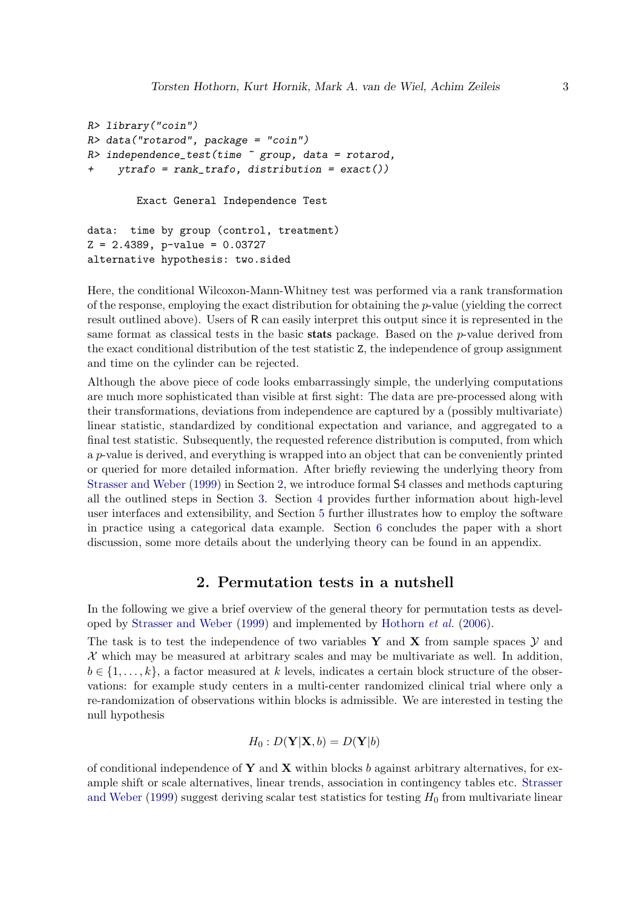```
R> library("coin")
R> data("rotarod", package = "coin")
R> independence_test(time ~ group, data = rotarod,
+    ytrafo = rank_trafo, distribution = exact())

        Exact General Independence Test

data:  time by group (control, treatment)
Z = 2.4389, p-value = 0.03727
alternative hypothesis: two.sided
```

Here, the conditional Wilcoxon-Mann-Whitney test was performed via a rank transformation of the response, employing the exact distribution for obtaining the $p$-value (yielding the correct result outlined above). Users of R can easily interpret this output since it is represented in the same format as classical tests in the basic **stats** package. Based on the $p$-value derived from the exact conditional distribution of the test statistic Z, the independence of group assignment and time on the cylinder can be rejected.

Although the above piece of code looks embarrassingly simple, the underlying computations are much more sophisticated than visible at first sight: The data are pre-processed along with their transformations, deviations from independence are captured by a (possibly multivariate) linear statistic, standardized by conditional expectation and variance, and aggregated to a final test statistic. Subsequently, the requested reference distribution is computed, from which a $p$-value is derived, and everything is wrapped into an object that can be conveniently printed or queried for more detailed information. After briefly reviewing the underlying theory from Strasser and Weber (1999) in Section 2, we introduce formal S4 classes and methods capturing all the outlined steps in Section 3. Section 4 provides further information about high-level user interfaces and extensibility, and Section 5 further illustrates how to employ the software in practice using a categorical data example. Section 6 concludes the paper with a short discussion, some more details about the underlying theory can be found in an appendix.

## 2. Permutation tests in a nutshell

In the following we give a brief overview of the general theory for permutation tests as developed by Strasser and Weber (1999) and implemented by Hothorn *et al.* (2006).

The task is to test the independence of two variables $\mathbf{Y}$ and $\mathbf{X}$ from sample spaces $\mathcal{Y}$ and $\mathcal{X}$ which may be measured at arbitrary scales and may be multivariate as well. In addition, $b \in \{1, \dots, k\}$, a factor measured at $k$ levels, indicates a certain block structure of the observations: for example study centers in a multi-center randomized clinical trial where only a re-randomization of observations within blocks is admissible. We are interested in testing the null hypothesis

$$H_0 : D(\mathbf{Y}|\mathbf{X}, b) = D(\mathbf{Y}|b)$$

of conditional independence of $\mathbf{Y}$ and $\mathbf{X}$ within blocks $b$ against arbitrary alternatives, for example shift or scale alternatives, linear trends, association in contingency tables etc. Strasser and Weber (1999) suggest deriving scalar test statistics for testing $H_0$ from multivariate linear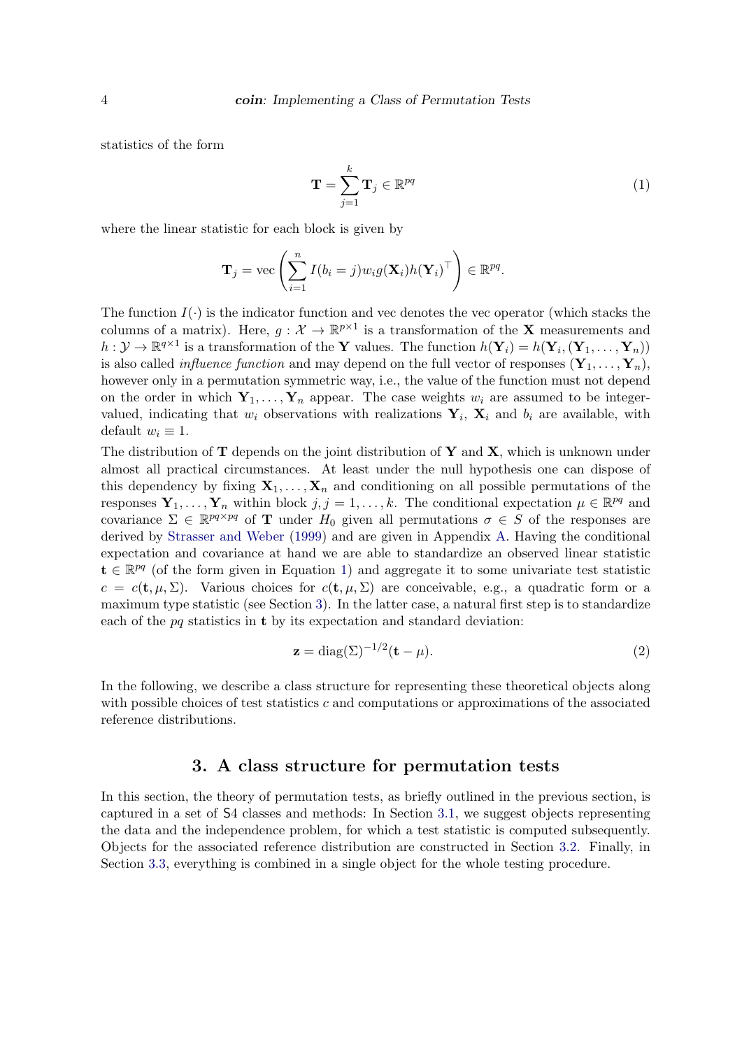statistics of the form

$$\mathbf{T} = \sum_{j=1}^{k} \mathbf{T}_j \in \mathbb{R}^{pq} \tag{1}$$

where the linear statistic for each block is given by

$$\mathbf{T}_j = \text{vec}\left(\sum_{i=1}^{n} I(b_i = j) w_i g(\mathbf{X}_i) h(\mathbf{Y}_i)^\top\right) \in \mathbb{R}^{pq}.$$

The function $I(\cdot)$ is the indicator function and vec denotes the vec operator (which stacks the columns of a matrix). Here, $g : \mathcal{X} \to \mathbb{R}^{p \times 1}$ is a transformation of the $\mathbf{X}$ measurements and $h : \mathcal{Y} \to \mathbb{R}^{q \times 1}$ is a transformation of the $\mathbf{Y}$ values. The function $h(\mathbf{Y}_i) = h(\mathbf{Y}_i, (\mathbf{Y}_1, \dots, \mathbf{Y}_n))$ is also called *influence function* and may depend on the full vector of responses $(\mathbf{Y}_1, \dots, \mathbf{Y}_n)$, however only in a permutation symmetric way, i.e., the value of the function must not depend on the order in which $\mathbf{Y}_1, \dots, \mathbf{Y}_n$ appear. The case weights $w_i$ are assumed to be integer-valued, indicating that $w_i$ observations with realizations $\mathbf{Y}_i$, $\mathbf{X}_i$ and $b_i$ are available, with default $w_i \equiv 1$.

The distribution of $\mathbf{T}$ depends on the joint distribution of $\mathbf{Y}$ and $\mathbf{X}$, which is unknown under almost all practical circumstances. At least under the null hypothesis one can dispose of this dependency by fixing $\mathbf{X}_1, \dots, \mathbf{X}_n$ and conditioning on all possible permutations of the responses $\mathbf{Y}_1, \dots, \mathbf{Y}_n$ within block $j, j = 1, \dots, k$. The conditional expectation $\mu \in \mathbb{R}^{pq}$ and covariance $\Sigma \in \mathbb{R}^{pq \times pq}$ of $\mathbf{T}$ under $H_0$ given all permutations $\sigma \in S$ of the responses are derived by Strasser and Weber (1999) and are given in Appendix A. Having the conditional expectation and covariance at hand we are able to standardize an observed linear statistic $\mathbf{t} \in \mathbb{R}^{pq}$ (of the form given in Equation 1) and aggregate it to some univariate test statistic $c = c(\mathbf{t}, \mu, \Sigma)$. Various choices for $c(\mathbf{t}, \mu, \Sigma)$ are conceivable, e.g., a quadratic form or a maximum type statistic (see Section 3). In the latter case, a natural first step is to standardize each of the $pq$ statistics in $\mathbf{t}$ by its expectation and standard deviation:

$$\mathbf{z} = \text{diag}(\Sigma)^{-1/2}(\mathbf{t} - \mu). \tag{2}$$

In the following, we describe a class structure for representing these theoretical objects along with possible choices of test statistics $c$ and computations or approximations of the associated reference distributions.

## 3. A class structure for permutation tests

In this section, the theory of permutation tests, as briefly outlined in the previous section, is captured in a set of S4 classes and methods: In Section 3.1, we suggest objects representing the data and the independence problem, for which a test statistic is computed subsequently. Objects for the associated reference distribution are constructed in Section 3.2. Finally, in Section 3.3, everything is combined in a single object for the whole testing procedure.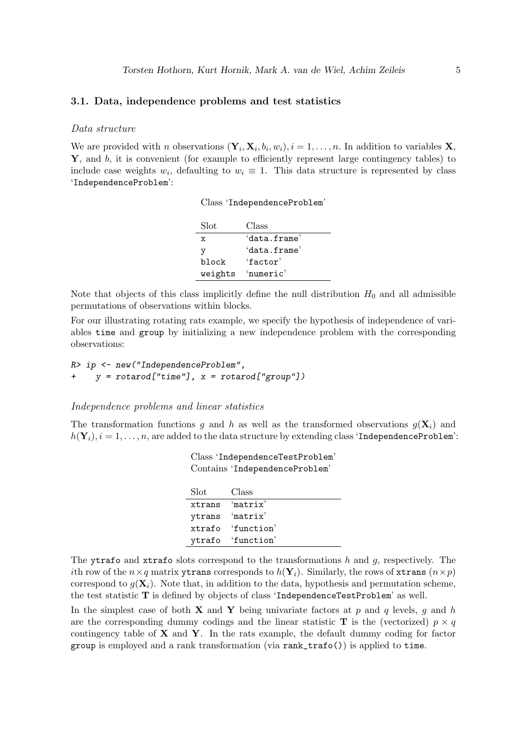### 3.1. Data, independence problems and test statistics

*Data structure*

We are provided with $n$ observations $(\mathbf{Y}_i, \mathbf{X}_i, b_i, w_i), i = 1, \dots, n$. In addition to variables $\mathbf{X}$, $\mathbf{Y}$, and $b$, it is convenient (for example to efficiently represent large contingency tables) to include case weights $w_i$, defaulting to $w_i \equiv 1$. This data structure is represented by class 'IndependenceProblem':

Class 'IndependenceProblem'

| Slot | Class |
|---|---|
| x | 'data.frame' |
| y | 'data.frame' |
| block | 'factor' |
| weights | 'numeric' |

Note that objects of this class implicitly define the null distribution $H_0$ and all admissible permutations of observations within blocks.

For our illustrating rotating rats example, we specify the hypothesis of independence of variables `time` and `group` by initializing a new independence problem with the corresponding observations:

```
R> ip <- new("IndependenceProblem",
+     y = rotarod["time"], x = rotarod["group"])
```

*Independence problems and linear statistics*

The transformation functions $g$ and $h$ as well as the transformed observations $g(\mathbf{X}_i)$ and $h(\mathbf{Y}_i), i = 1, \dots, n$, are added to the data structure by extending class 'IndependenceProblem':

Class 'IndependenceTestProblem'
Contains 'IndependenceProblem'

| Slot | Class |
|---|---|
| xtrans | 'matrix' |
| ytrans | 'matrix' |
| xtrafo | 'function' |
| ytrafo | 'function' |

The `ytrafo` and `xtrafo` slots correspond to the transformations $h$ and $g$, respectively. The $i$th row of the $n \times q$ matrix `ytrans` corresponds to $h(\mathbf{Y}_i)$. Similarly, the rows of `xtrans` $(n \times p)$ correspond to $g(\mathbf{X}_i)$. Note that, in addition to the data, hypothesis and permutation scheme, the test statistic $\mathbf{T}$ is defined by objects of class 'IndependenceTestProblem' as well.

In the simplest case of both $\mathbf{X}$ and $\mathbf{Y}$ being univariate factors at $p$ and $q$ levels, $g$ and $h$ are the corresponding dummy codings and the linear statistic $\mathbf{T}$ is the (vectorized) $p \times q$ contingency table of $\mathbf{X}$ and $\mathbf{Y}$. In the rats example, the default dummy coding for factor `group` is employed and a rank transformation (via `rank_trafo()`) is applied to `time`.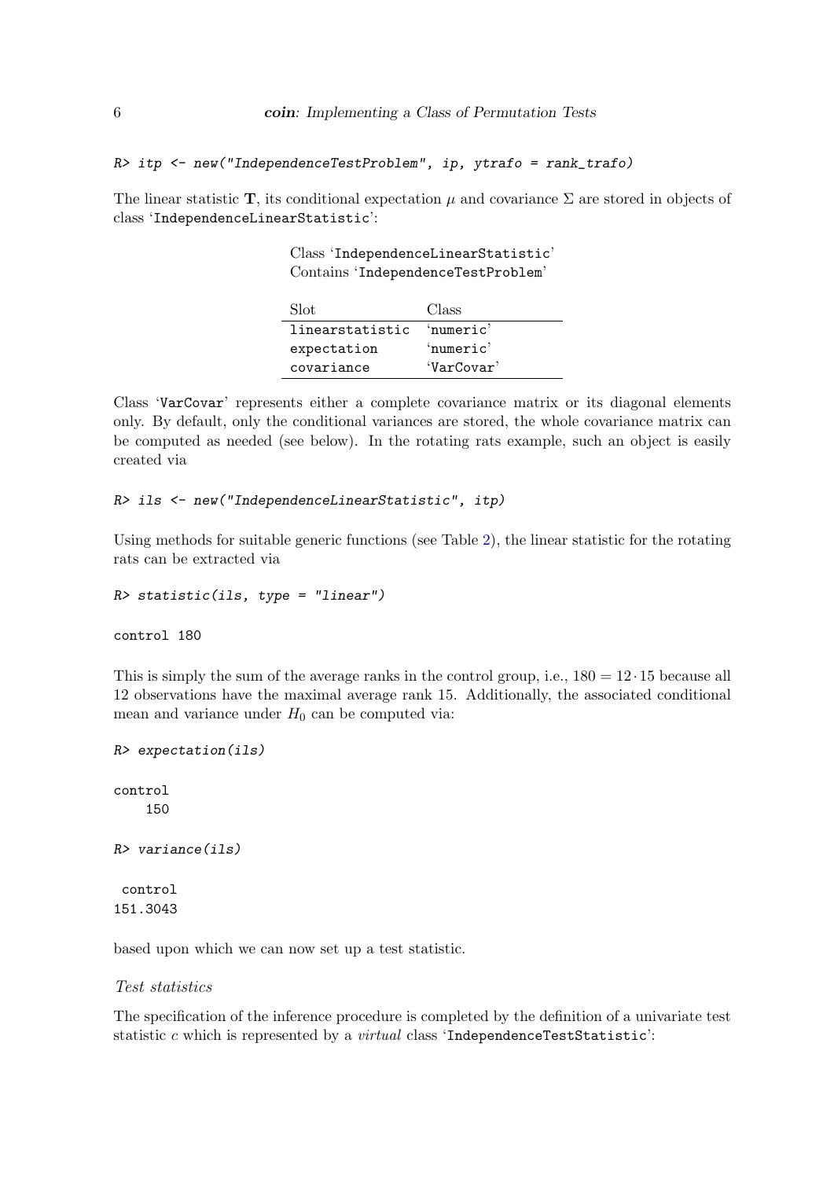```
R> itp <- new("IndependenceTestProblem", ip, ytrafo = rank_trafo)
```

The linear statistic $\mathbf{T}$, its conditional expectation $\mu$ and covariance $\Sigma$ are stored in objects of class 'IndependenceLinearStatistic':

Class 'IndependenceLinearStatistic'
Contains 'IndependenceTestProblem'

| Slot | Class |
|---|---|
| linearstatistic | 'numeric' |
| expectation | 'numeric' |
| covariance | 'VarCovar' |

Class 'VarCovar' represents either a complete covariance matrix or its diagonal elements only. By default, only the conditional variances are stored, the whole covariance matrix can be computed as needed (see below). In the rotating rats example, such an object is easily created via

```
R> ils <- new("IndependenceLinearStatistic", itp)
```

Using methods for suitable generic functions (see Table 2), the linear statistic for the rotating rats can be extracted via

```
R> statistic(ils, type = "linear")

control 180
```

This is simply the sum of the average ranks in the control group, i.e., $180 = 12 \cdot 15$ because all 12 observations have the maximal average rank 15. Additionally, the associated conditional mean and variance under $H_0$ can be computed via:

```
R> expectation(ils)

control
    150

R> variance(ils)

 control
151.3043
```

based upon which we can now set up a test statistic.

*Test statistics*

The specification of the inference procedure is completed by the definition of a univariate test statistic $c$ which is represented by a *virtual* class 'IndependenceTestStatistic':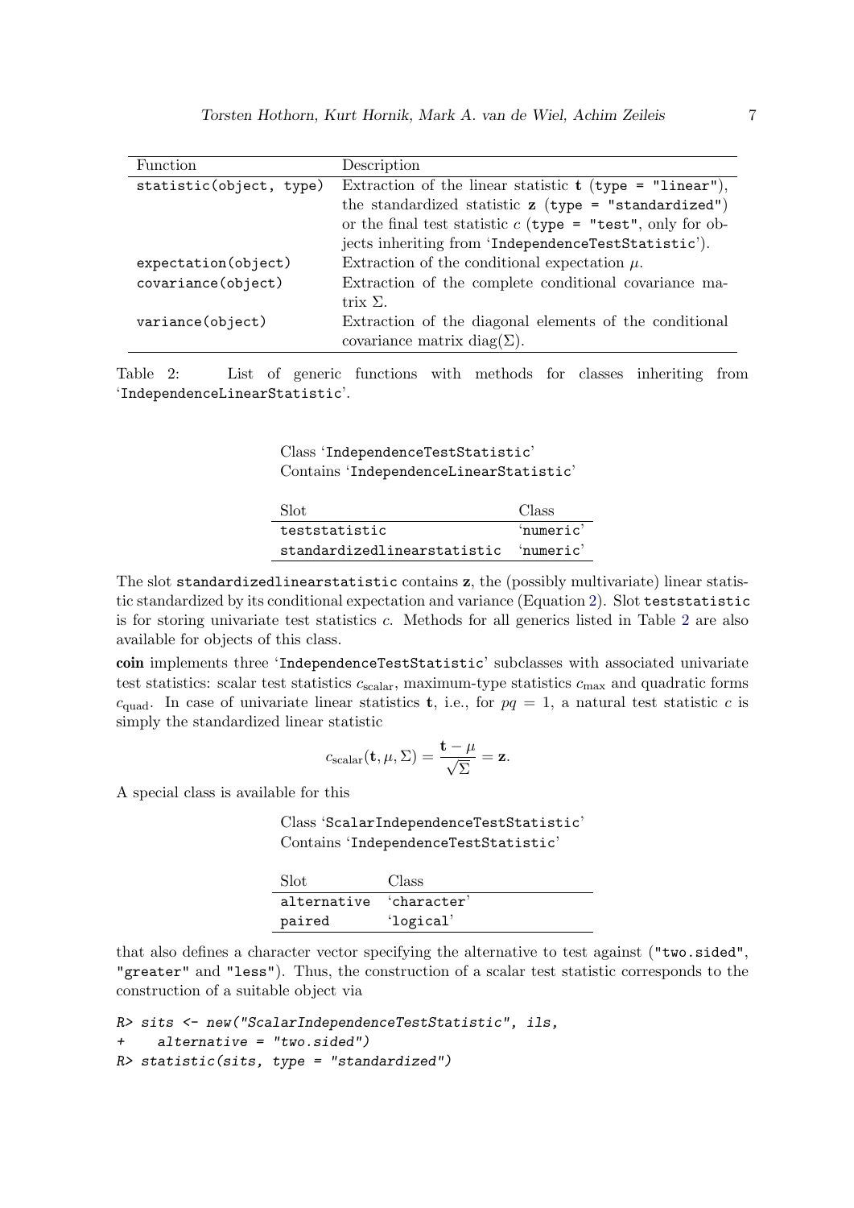| Function | Description |
|---|---|
| `statistic(object, type)` | Extraction of the linear statistic $\mathbf{t}$ (`type = "linear"`), the standardized statistic $\mathbf{z}$ (`type = "standardized"`) or the final test statistic $c$ (`type = "test"`, only for objects inheriting from '`IndependenceTestStatistic`'). |
| `expectation(object)` | Extraction of the conditional expectation $\mu$. |
| `covariance(object)` | Extraction of the complete conditional covariance matrix $\Sigma$. |
| `variance(object)` | Extraction of the diagonal elements of the conditional covariance matrix $\text{diag}(\Sigma)$. |

Table 2: List of generic functions with methods for classes inheriting from '`IndependenceLinearStatistic`'.

Class '`IndependenceTestStatistic`'
Contains '`IndependenceLinearStatistic`'

| Slot | Class |
|---|---|
| `teststatistic` | '`numeric`' |
| `standardizedlinearstatistic` | '`numeric`' |

The slot `standardizedlinearstatistic` contains $\mathbf{z}$, the (possibly multivariate) linear statistic standardized by its conditional expectation and variance (Equation 2). Slot `teststatistic` is for storing univariate test statistics $c$. Methods for all generics listed in Table 2 are also available for objects of this class.

**coin** implements three '`IndependenceTestStatistic`' subclasses with associated univariate test statistics: scalar test statistics $c_{\text{scalar}}$, maximum-type statistics $c_{\max}$ and quadratic forms $c_{\text{quad}}$. In case of univariate linear statistics $\mathbf{t}$, i.e., for $pq = 1$, a natural test statistic $c$ is simply the standardized linear statistic

$$c_{\text{scalar}}(\mathbf{t}, \mu, \Sigma) = \frac{\mathbf{t} - \mu}{\sqrt{\Sigma}} = \mathbf{z}.$$

A special class is available for this

Class '`ScalarIndependenceTestStatistic`'
Contains '`IndependenceTestStatistic`'

| Slot | Class |
|---|---|
| `alternative` | '`character`' |
| `paired` | '`logical`' |

that also defines a character vector specifying the alternative to test against (`"two.sided"`, `"greater"` and `"less"`). Thus, the construction of a scalar test statistic corresponds to the construction of a suitable object via

```
R> sits <- new("ScalarIndependenceTestStatistic", ils,
+    alternative = "two.sided")
R> statistic(sits, type = "standardized")
```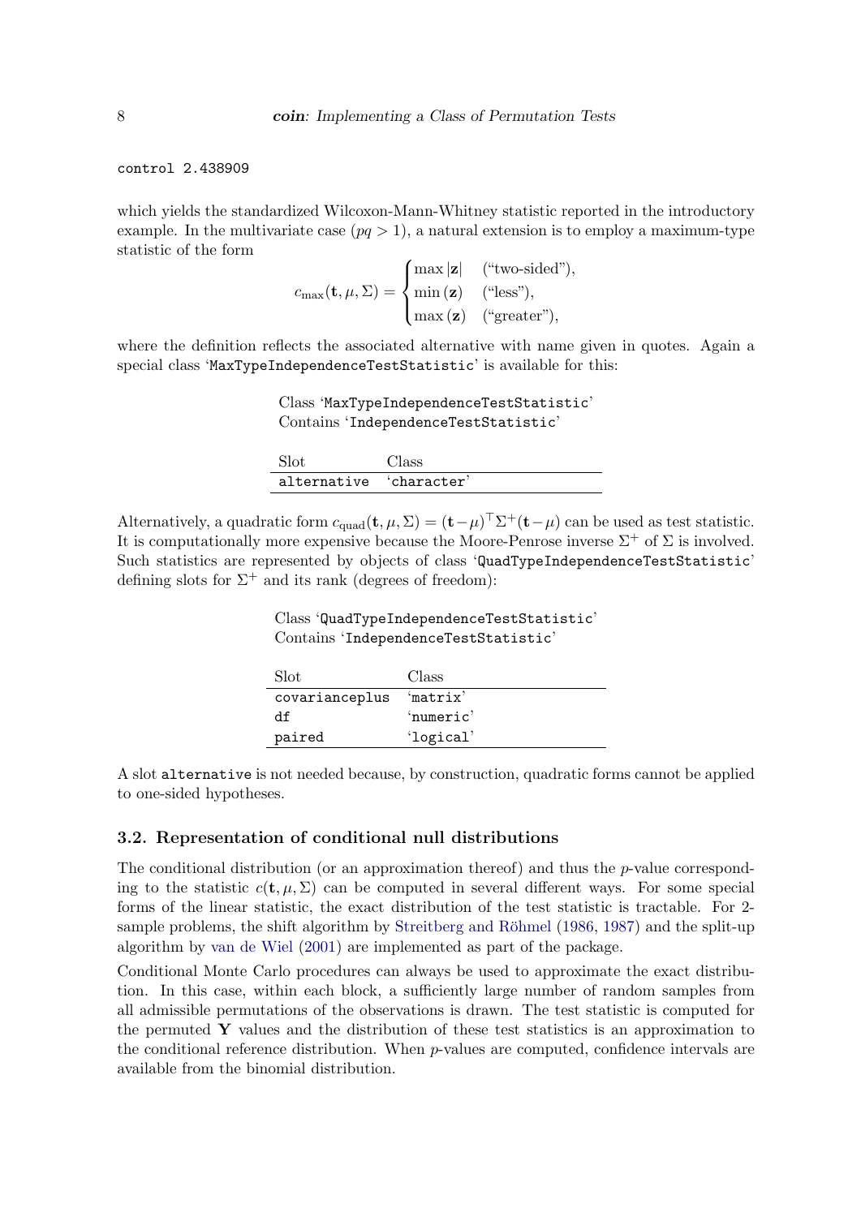```
control 2.438909
```

which yields the standardized Wilcoxon-Mann-Whitney statistic reported in the introductory example. In the multivariate case ($pq > 1$), a natural extension is to employ a maximum-type statistic of the form

$$c_{\max}(\mathbf{t}, \mu, \Sigma) = \begin{cases} \max|\mathbf{z}| & (\text{"two-sided"}), \\ \min(\mathbf{z}) & (\text{"less"}), \\ \max(\mathbf{z}) & (\text{"greater"}), \end{cases}$$

where the definition reflects the associated alternative with name given in quotes. Again a special class '`MaxTypeIndependenceTestStatistic`' is available for this:

Class '`MaxTypeIndependenceTestStatistic`'
Contains '`IndependenceTestStatistic`'

| Slot | Class |
|---|---|
| `alternative` | '`character`' |

Alternatively, a quadratic form $c_{\text{quad}}(\mathbf{t}, \mu, \Sigma) = (\mathbf{t} - \mu)^\top \Sigma^+ (\mathbf{t} - \mu)$ can be used as test statistic. It is computationally more expensive because the Moore-Penrose inverse $\Sigma^+$ of $\Sigma$ is involved. Such statistics are represented by objects of class '`QuadTypeIndependenceTestStatistic`' defining slots for $\Sigma^+$ and its rank (degrees of freedom):

Class '`QuadTypeIndependenceTestStatistic`'
Contains '`IndependenceTestStatistic`'

| Slot | Class |
|---|---|
| `covarianceplus` | '`matrix`' |
| `df` | '`numeric`' |
| `paired` | '`logical`' |

A slot `alternative` is not needed because, by construction, quadratic forms cannot be applied to one-sided hypotheses.

### 3.2. Representation of conditional null distributions

The conditional distribution (or an approximation thereof) and thus the $p$-value corresponding to the statistic $c(\mathbf{t}, \mu, \Sigma)$ can be computed in several different ways. For some special forms of the linear statistic, the exact distribution of the test statistic is tractable. For 2-sample problems, the shift algorithm by Streitberg and Röhmel (1986, 1987) and the split-up algorithm by van de Wiel (2001) are implemented as part of the package.

Conditional Monte Carlo procedures can always be used to approximate the exact distribution. In this case, within each block, a sufficiently large number of random samples from all admissible permutations of the observations is drawn. The test statistic is computed for the permuted $\mathbf{Y}$ values and the distribution of these test statistics is an approximation to the conditional reference distribution. When $p$-values are computed, confidence intervals are available from the binomial distribution.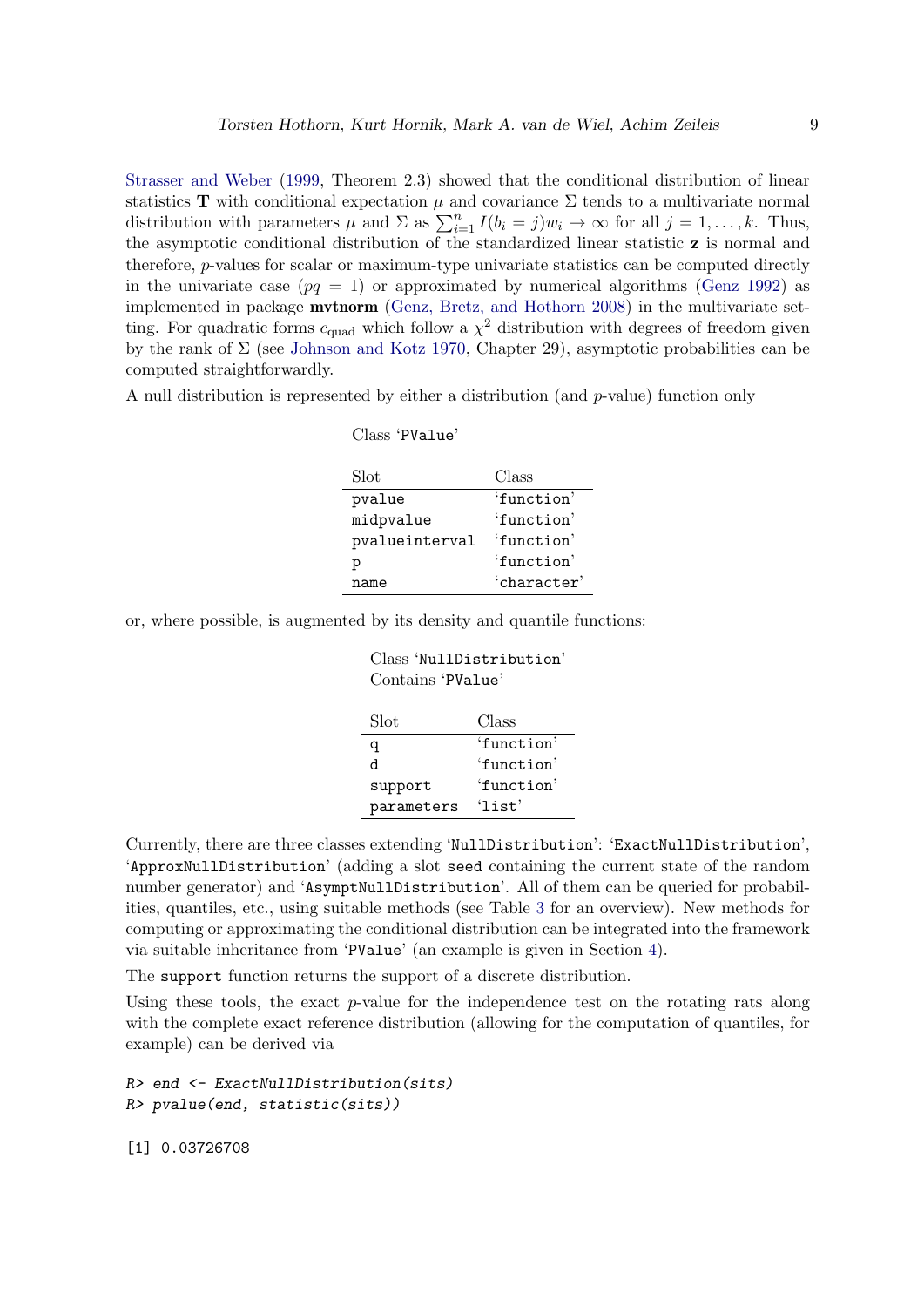Strasser and Weber (1999, Theorem 2.3) showed that the conditional distribution of linear statistics $\mathbf{T}$ with conditional expectation $\mu$ and covariance $\Sigma$ tends to a multivariate normal distribution with parameters $\mu$ and $\Sigma$ as $\sum_{i=1}^{n} I(b_i = j)w_i \to \infty$ for all $j = 1, \ldots, k$. Thus, the asymptotic conditional distribution of the standardized linear statistic $\mathbf{z}$ is normal and therefore, $p$-values for scalar or maximum-type univariate statistics can be computed directly in the univariate case ($pq = 1$) or approximated by numerical algorithms (Genz 1992) as implemented in package **mvtnorm** (Genz, Bretz, and Hothorn 2008) in the multivariate setting. For quadratic forms $c_{\text{quad}}$ which follow a $\chi^2$ distribution with degrees of freedom given by the rank of $\Sigma$ (see Johnson and Kotz 1970, Chapter 29), asymptotic probabilities can be computed straightforwardly.

A null distribution is represented by either a distribution (and $p$-value) function only

Class 'PValue'

| Slot | Class |
|---|---|
| pvalue | 'function' |
| midpvalue | 'function' |
| pvalueinterval | 'function' |
| p | 'function' |
| name | 'character' |

or, where possible, is augmented by its density and quantile functions:

Class 'NullDistribution'
Contains 'PValue'

| Slot | Class |
|---|---|
| q | 'function' |
| d | 'function' |
| support | 'function' |
| parameters | 'list' |

Currently, there are three classes extending 'NullDistribution': 'ExactNullDistribution', 'ApproxNullDistribution' (adding a slot seed containing the current state of the random number generator) and 'AsymptNullDistribution'. All of them can be queried for probabilities, quantiles, etc., using suitable methods (see Table 3 for an overview). New methods for computing or approximating the conditional distribution can be integrated into the framework via suitable inheritance from 'PValue' (an example is given in Section 4).

The support function returns the support of a discrete distribution.

Using these tools, the exact $p$-value for the independence test on the rotating rats along with the complete exact reference distribution (allowing for the computation of quantiles, for example) can be derived via

```
R> end <- ExactNullDistribution(sits)
R> pvalue(end, statistic(sits))

[1] 0.03726708
```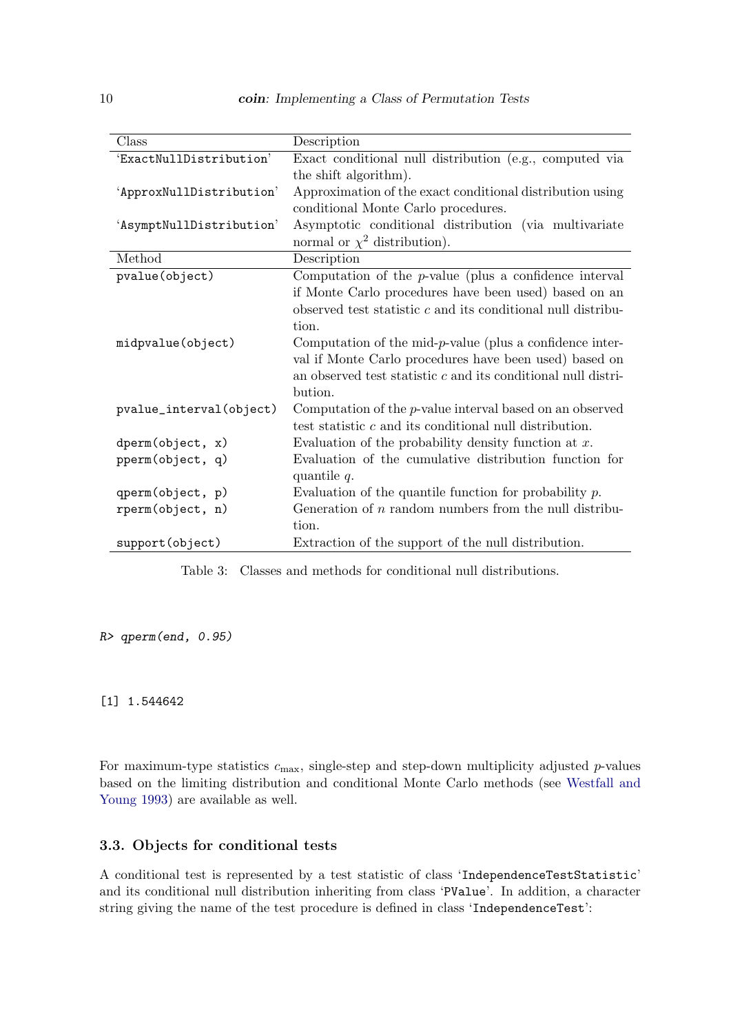| Class | Description |
|---|---|
| 'ExactNullDistribution' | Exact conditional null distribution (e.g., computed via the shift algorithm). |
| 'ApproxNullDistribution' | Approximation of the exact conditional distribution using conditional Monte Carlo procedures. |
| 'AsymptNullDistribution' | Asymptotic conditional distribution (via multivariate normal or $\chi^2$ distribution). |
| **Method** | **Description** |
| pvalue(object) | Computation of the $p$-value (plus a confidence interval if Monte Carlo procedures have been used) based on an observed test statistic $c$ and its conditional null distribution. |
| midpvalue(object) | Computation of the mid-$p$-value (plus a confidence interval if Monte Carlo procedures have been used) based on an observed test statistic $c$ and its conditional null distribution. |
| pvalue_interval(object) | Computation of the $p$-value interval based on an observed test statistic $c$ and its conditional null distribution. |
| dperm(object, x) | Evaluation of the probability density function at $x$. |
| pperm(object, q) | Evaluation of the cumulative distribution function for quantile $q$. |
| qperm(object, p) | Evaluation of the quantile function for probability $p$. |
| rperm(object, n) | Generation of $n$ random numbers from the null distribution. |
| support(object) | Extraction of the support of the null distribution. |

Table 3: Classes and methods for conditional null distributions.

```
R> qperm(end, 0.95)
```

```
[1] 1.544642
```

For maximum-type statistics $c_{\max}$, single-step and step-down multiplicity adjusted $p$-values based on the limiting distribution and conditional Monte Carlo methods (see Westfall and Young 1993) are available as well.

### 3.3. Objects for conditional tests

A conditional test is represented by a test statistic of class 'IndependenceTestStatistic' and its conditional null distribution inheriting from class 'PValue'. In addition, a character string giving the name of the test procedure is defined in class 'IndependenceTest':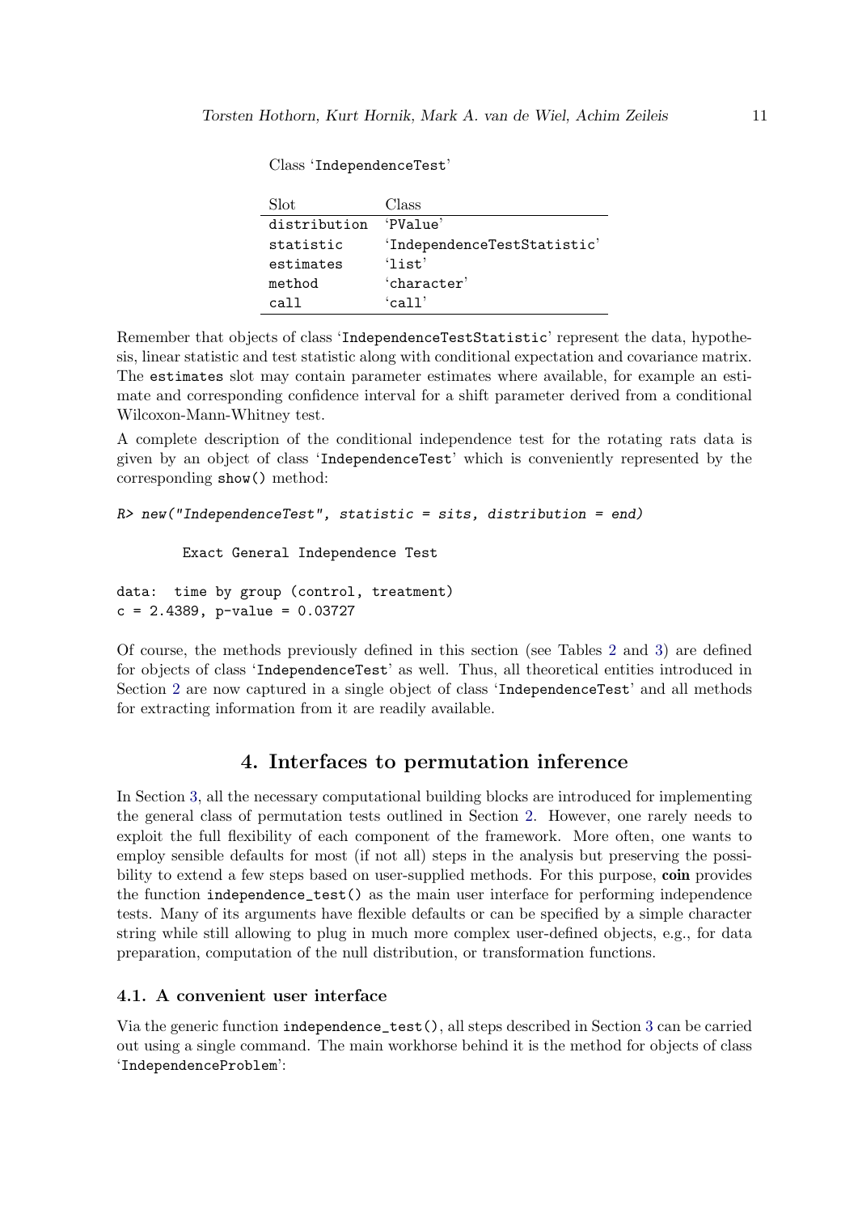Class 'IndependenceTest'

| Slot | Class |
|---|---|
| distribution | 'PValue' |
| statistic | 'IndependenceTestStatistic' |
| estimates | 'list' |
| method | 'character' |
| call | 'call' |

Remember that objects of class 'IndependenceTestStatistic' represent the data, hypothesis, linear statistic and test statistic along with conditional expectation and covariance matrix. The estimates slot may contain parameter estimates where available, for example an estimate and corresponding confidence interval for a shift parameter derived from a conditional Wilcoxon-Mann-Whitney test.

A complete description of the conditional independence test for the rotating rats data is given by an object of class 'IndependenceTest' which is conveniently represented by the corresponding show() method:

```
R> new("IndependenceTest", statistic = sits, distribution = end)

        Exact General Independence Test

data:  time by group (control, treatment)
c = 2.4389, p-value = 0.03727
```

Of course, the methods previously defined in this section (see Tables 2 and 3) are defined for objects of class 'IndependenceTest' as well. Thus, all theoretical entities introduced in Section 2 are now captured in a single object of class 'IndependenceTest' and all methods for extracting information from it are readily available.

# 4. Interfaces to permutation inference

In Section 3, all the necessary computational building blocks are introduced for implementing the general class of permutation tests outlined in Section 2. However, one rarely needs to exploit the full flexibility of each component of the framework. More often, one wants to employ sensible defaults for most (if not all) steps in the analysis but preserving the possibility to extend a few steps based on user-supplied methods. For this purpose, **coin** provides the function independence_test() as the main user interface for performing independence tests. Many of its arguments have flexible defaults or can be specified by a simple character string while still allowing to plug in much more complex user-defined objects, e.g., for data preparation, computation of the null distribution, or transformation functions.

## 4.1. A convenient user interface

Via the generic function independence_test(), all steps described in Section 3 can be carried out using a single command. The main workhorse behind it is the method for objects of class 'IndependenceProblem':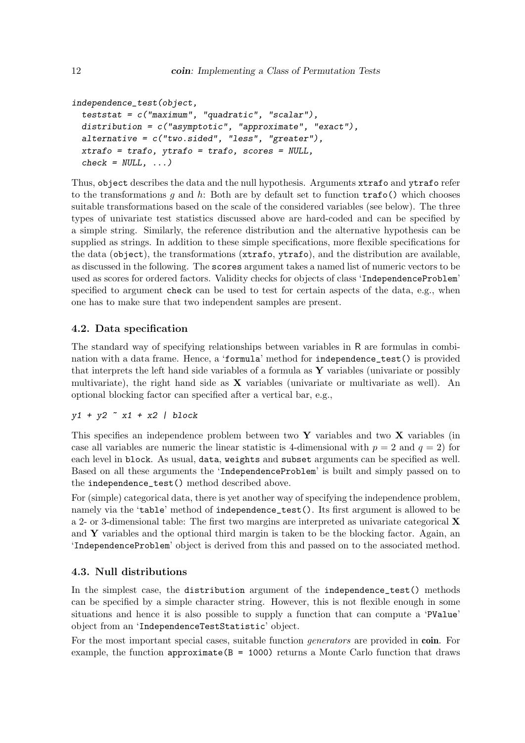```
independence_test(object,
  teststat = c("maximum", "quadratic", "scalar"),
  distribution = c("asymptotic", "approximate", "exact"),
  alternative = c("two.sided", "less", "greater"),
  xtrafo = trafo, ytrafo = trafo, scores = NULL,
  check = NULL, ...)
```

Thus, `object` describes the data and the null hypothesis. Arguments `xtrafo` and `ytrafo` refer to the transformations $g$ and $h$: Both are by default set to function `trafo()` which chooses suitable transformations based on the scale of the considered variables (see below). The three types of univariate test statistics discussed above are hard-coded and can be specified by a simple string. Similarly, the reference distribution and the alternative hypothesis can be supplied as strings. In addition to these simple specifications, more flexible specifications for the data (`object`), the transformations (`xtrafo`, `ytrafo`), and the distribution are available, as discussed in the following. The `scores` argument takes a named list of numeric vectors to be used as scores for ordered factors. Validity checks for objects of class '`IndependenceProblem`' specified to argument `check` can be used to test for certain aspects of the data, e.g., when one has to make sure that two independent samples are present.

### 4.2. Data specification

The standard way of specifying relationships between variables in R are formulas in combination with a data frame. Hence, a '`formula`' method for `independence_test()` is provided that interprets the left hand side variables of a formula as $\mathbf{Y}$ variables (univariate or possibly multivariate), the right hand side as $\mathbf{X}$ variables (univariate or multivariate as well). An optional blocking factor can specified after a vertical bar, e.g.,

```
y1 + y2 ~ x1 + x2 | block
```

This specifies an independence problem between two $\mathbf{Y}$ variables and two $\mathbf{X}$ variables (in case all variables are numeric the linear statistic is 4-dimensional with $p = 2$ and $q = 2$) for each level in `block`. As usual, `data`, `weights` and `subset` arguments can be specified as well. Based on all these arguments the '`IndependenceProblem`' is built and simply passed on to the `independence_test()` method described above.

For (simple) categorical data, there is yet another way of specifying the independence problem, namely via the '`table`' method of `independence_test()`. Its first argument is allowed to be a 2- or 3-dimensional table: The first two margins are interpreted as univariate categorical $\mathbf{X}$ and $\mathbf{Y}$ variables and the optional third margin is taken to be the blocking factor. Again, an '`IndependenceProblem`' object is derived from this and passed on to the associated method.

### 4.3. Null distributions

In the simplest case, the `distribution` argument of the `independence_test()` methods can be specified by a simple character string. However, this is not flexible enough in some situations and hence it is also possible to supply a function that can compute a '`PValue`' object from an '`IndependenceTestStatistic`' object.

For the most important special cases, suitable function *generators* are provided in **coin**. For example, the function `approximate(B = 1000)` returns a Monte Carlo function that draws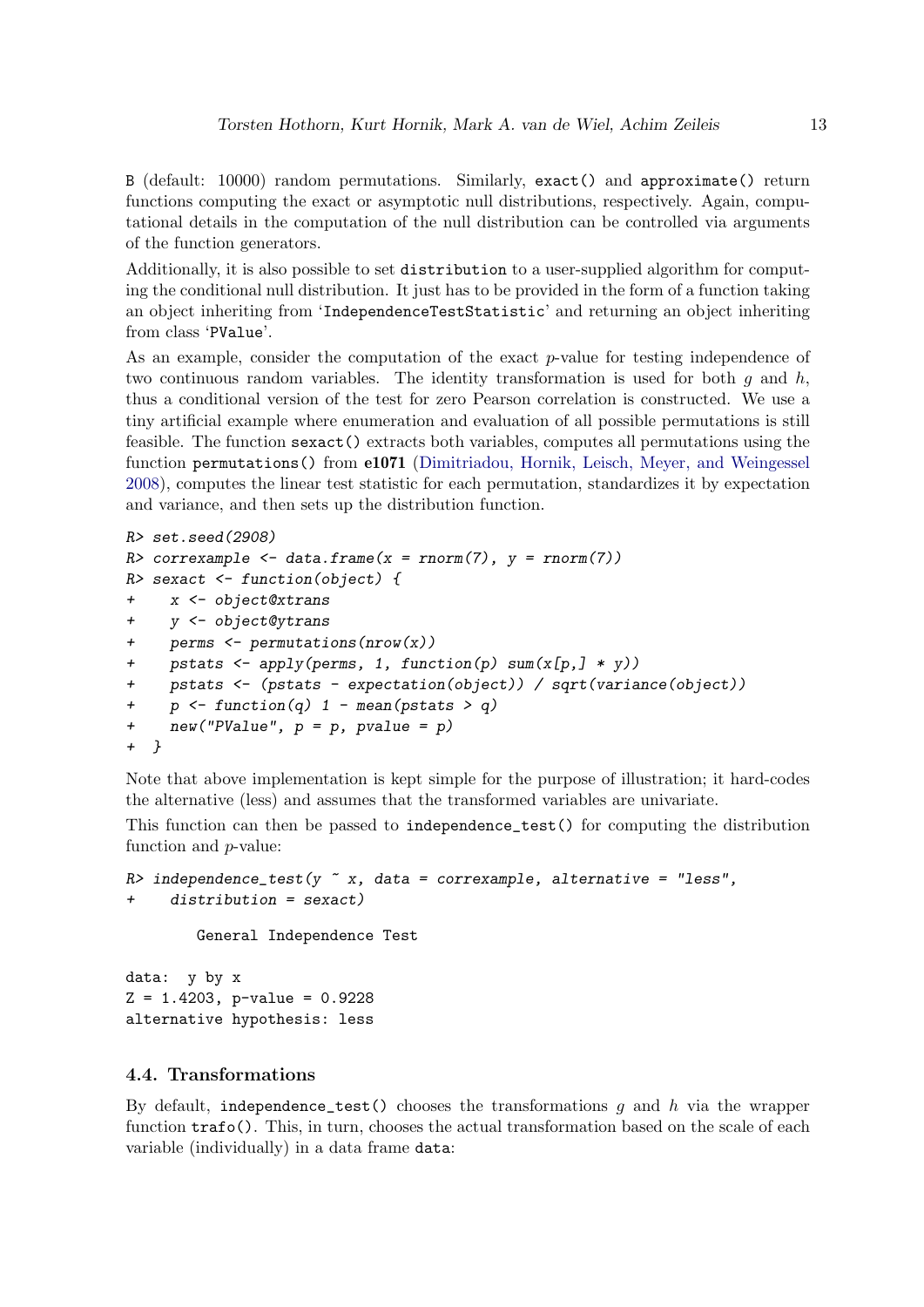B (default: 10000) random permutations. Similarly, exact() and approximate() return functions computing the exact or asymptotic null distributions, respectively. Again, computational details in the computation of the null distribution can be controlled via arguments of the function generators.

Additionally, it is also possible to set distribution to a user-supplied algorithm for computing the conditional null distribution. It just has to be provided in the form of a function taking an object inheriting from 'IndependenceTestStatistic' and returning an object inheriting from class 'PValue'.

As an example, consider the computation of the exact $p$-value for testing independence of two continuous random variables. The identity transformation is used for both $g$ and $h$, thus a conditional version of the test for zero Pearson correlation is constructed. We use a tiny artificial example where enumeration and evaluation of all possible permutations is still feasible. The function sexact() extracts both variables, computes all permutations using the function permutations() from **e1071** (Dimitriadou, Hornik, Leisch, Meyer, and Weingessel 2008), computes the linear test statistic for each permutation, standardizes it by expectation and variance, and then sets up the distribution function.

```
R> set.seed(2908)
R> correxample <- data.frame(x = rnorm(7), y = rnorm(7))
R> sexact <- function(object) {
+    x <- object@xtrans
+    y <- object@ytrans
+    perms <- permutations(nrow(x))
+    pstats <- apply(perms, 1, function(p) sum(x[p,] * y))
+    pstats <- (pstats - expectation(object)) / sqrt(variance(object))
+    p <- function(q) 1 - mean(pstats > q)
+    new("PValue", p = p, pvalue = p)
+ }
```

Note that above implementation is kept simple for the purpose of illustration; it hard-codes the alternative (less) and assumes that the transformed variables are univariate.

This function can then be passed to independence_test() for computing the distribution function and $p$-value:

```
R> independence_test(y ~ x, data = correxample, alternative = "less",
+    distribution = sexact)

        General Independence Test

data:  y by x
Z = 1.4203, p-value = 0.9228
alternative hypothesis: less
```

### 4.4. Transformations

By default, independence_test() chooses the transformations $g$ and $h$ via the wrapper function trafo(). This, in turn, chooses the actual transformation based on the scale of each variable (individually) in a data frame data: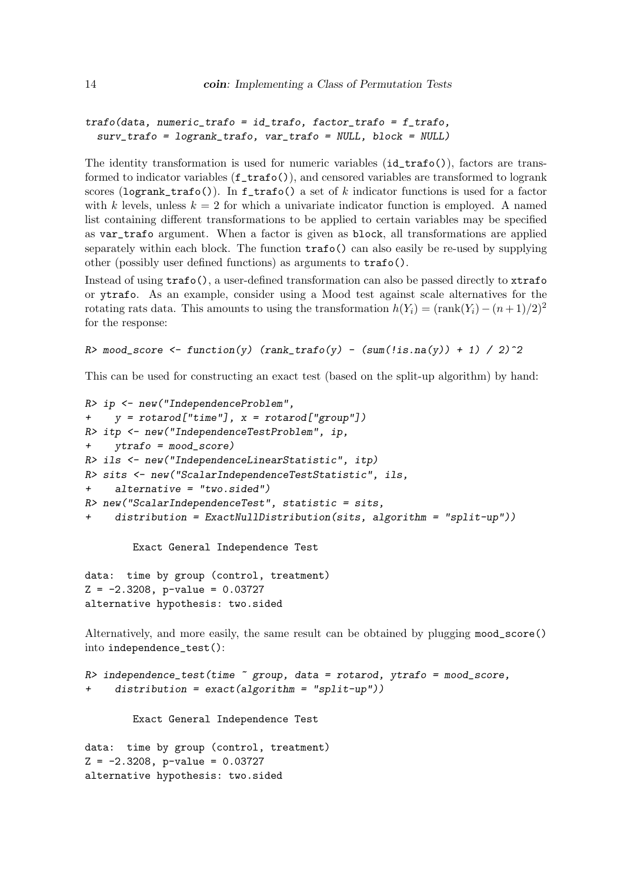```
trafo(data, numeric_trafo = id_trafo, factor_trafo = f_trafo,
  surv_trafo = logrank_trafo, var_trafo = NULL, block = NULL)
```

The identity transformation is used for numeric variables (`id_trafo()`), factors are transformed to indicator variables (`f_trafo()`), and censored variables are transformed to logrank scores (`logrank_trafo()`). In `f_trafo()` a set of $k$ indicator functions is used for a factor with $k$ levels, unless $k = 2$ for which a univariate indicator function is employed. A named list containing different transformations to be applied to certain variables may be specified as `var_trafo` argument. When a factor is given as `block`, all transformations are applied separately within each block. The function `trafo()` can also easily be re-used by supplying other (possibly user defined functions) as arguments to `trafo()`.

Instead of using `trafo()`, a user-defined transformation can also be passed directly to `xtrafo` or `ytrafo`. As an example, consider using a Mood test against scale alternatives for the rotating rats data. This amounts to using the transformation $h(Y_i) = (\text{rank}(Y_i) - (n+1)/2)^2$ for the response:

```
R> mood_score <- function(y) (rank_trafo(y) - (sum(!is.na(y)) + 1) / 2)^2
```

This can be used for constructing an exact test (based on the split-up algorithm) by hand:

```
R> ip <- new("IndependenceProblem",
+     y = rotarod["time"], x = rotarod["group"])
R> itp <- new("IndependenceTestProblem", ip,
+     ytrafo = mood_score)
R> ils <- new("IndependenceLinearStatistic", itp)
R> sits <- new("ScalarIndependenceTestStatistic", ils,
+     alternative = "two.sided")
R> new("ScalarIndependenceTest", statistic = sits,
+     distribution = ExactNullDistribution(sits, algorithm = "split-up"))

        Exact General Independence Test

data:  time by group (control, treatment)
Z = -2.3208, p-value = 0.03727
alternative hypothesis: two.sided
```

Alternatively, and more easily, the same result can be obtained by plugging `mood_score()` into `independence_test()`:

```
R> independence_test(time ~ group, data = rotarod, ytrafo = mood_score,
+     distribution = exact(algorithm = "split-up"))

        Exact General Independence Test

data:  time by group (control, treatment)
Z = -2.3208, p-value = 0.03727
alternative hypothesis: two.sided
```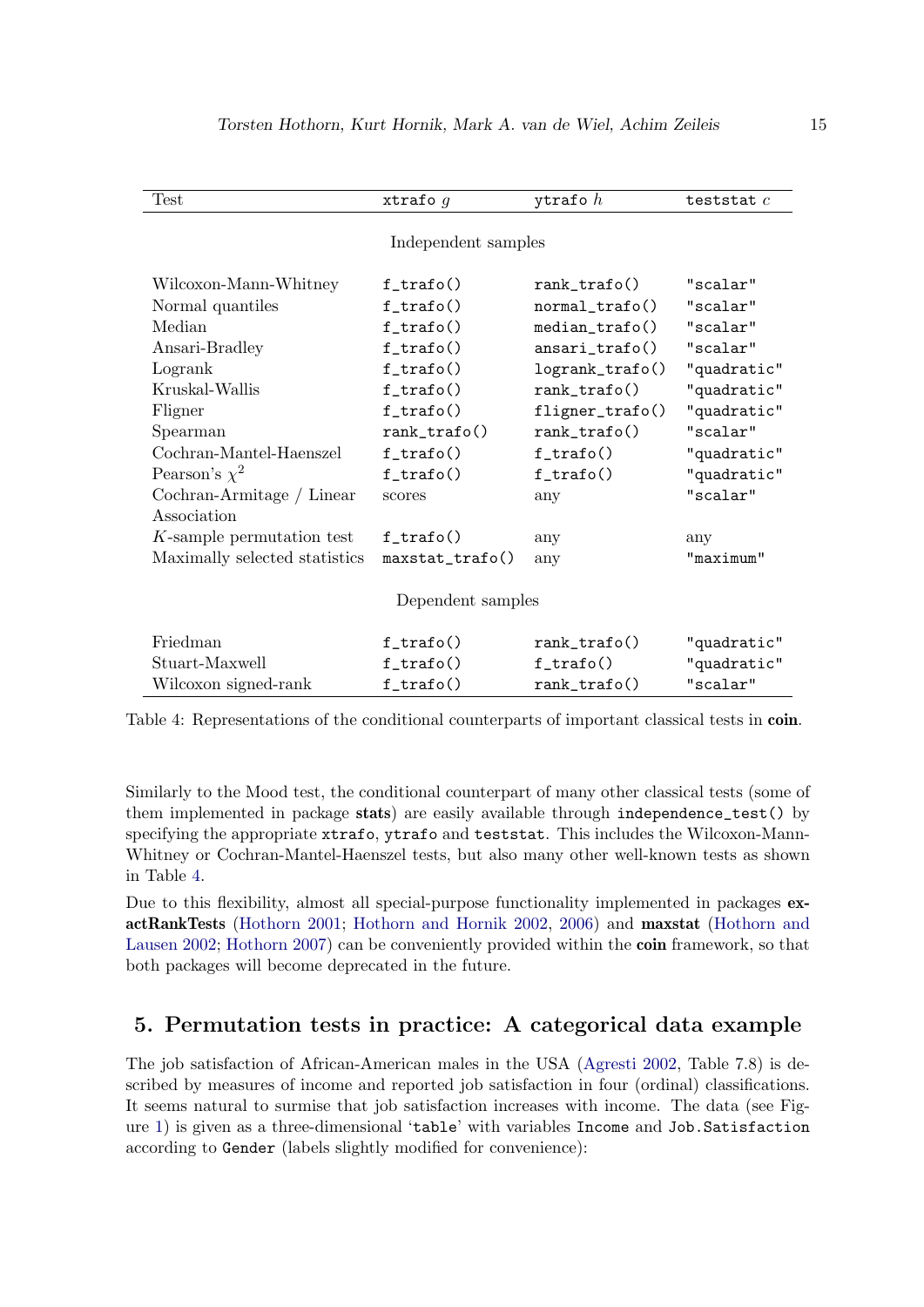| Test | `xtrafo` $g$ | `ytrafo` $h$ | `teststat` $c$ |
|---|---|---|---|
| | Independent samples | | |
| Wilcoxon-Mann-Whitney | `f_trafo()` | `rank_trafo()` | `"scalar"` |
| Normal quantiles | `f_trafo()` | `normal_trafo()` | `"scalar"` |
| Median | `f_trafo()` | `median_trafo()` | `"scalar"` |
| Ansari-Bradley | `f_trafo()` | `ansari_trafo()` | `"scalar"` |
| Logrank | `f_trafo()` | `logrank_trafo()` | `"quadratic"` |
| Kruskal-Wallis | `f_trafo()` | `rank_trafo()` | `"quadratic"` |
| Fligner | `f_trafo()` | `fligner_trafo()` | `"quadratic"` |
| Spearman | `rank_trafo()` | `rank_trafo()` | `"scalar"` |
| Cochran-Mantel-Haenszel | `f_trafo()` | `f_trafo()` | `"quadratic"` |
| Pearson's $\chi^2$ | `f_trafo()` | `f_trafo()` | `"quadratic"` |
| Cochran-Armitage / Linear Association | scores | any | `"scalar"` |
| $K$-sample permutation test | `f_trafo()` | any | any |
| Maximally selected statistics | `maxstat_trafo()` | any | `"maximum"` |
| | Dependent samples | | |
| Friedman | `f_trafo()` | `rank_trafo()` | `"quadratic"` |
| Stuart-Maxwell | `f_trafo()` | `f_trafo()` | `"quadratic"` |
| Wilcoxon signed-rank | `f_trafo()` | `rank_trafo()` | `"scalar"` |

Table 4: Representations of the conditional counterparts of important classical tests in **coin**.

Similarly to the Mood test, the conditional counterpart of many other classical tests (some of them implemented in package **stats**) are easily available through `independence_test()` by specifying the appropriate `xtrafo`, `ytrafo` and `teststat`. This includes the Wilcoxon-Mann-Whitney or Cochran-Mantel-Haenszel tests, but also many other well-known tests as shown in Table 4.

Due to this flexibility, almost all special-purpose functionality implemented in packages **exactRankTests** (Hothorn 2001; Hothorn and Hornik 2002, 2006) and **maxstat** (Hothorn and Lausen 2002; Hothorn 2007) can be conveniently provided within the **coin** framework, so that both packages will become deprecated in the future.

## 5. Permutation tests in practice: A categorical data example

The job satisfaction of African-American males in the USA (Agresti 2002, Table 7.8) is described by measures of income and reported job satisfaction in four (ordinal) classifications. It seems natural to surmise that job satisfaction increases with income. The data (see Figure 1) is given as a three-dimensional '`table`' with variables `Income` and `Job.Satisfaction` according to `Gender` (labels slightly modified for convenience):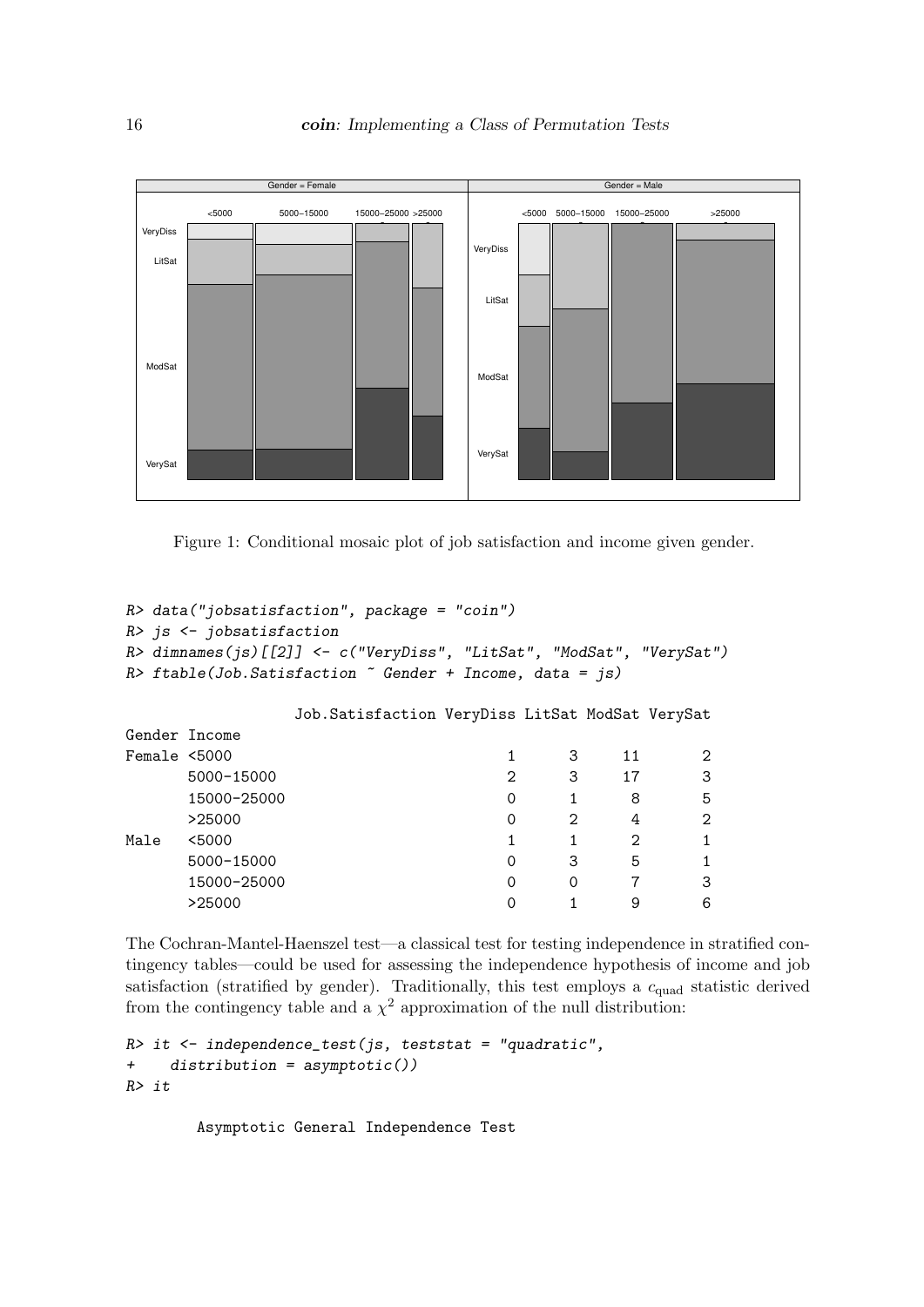Figure 1: Conditional mosaic plot of job satisfaction and income given gender.

```
R> data("jobsatisfaction", package = "coin")
R> js <- jobsatisfaction
R> dimnames(js)[[2]] <- c("VeryDiss", "LitSat", "ModSat", "VerySat")
R> ftable(Job.Satisfaction ~ Gender + Income, data = js)

              Job.Satisfaction VeryDiss LitSat ModSat VerySat
Gender Income
Female <5000                          1      3     11       2
       5000-15000                     2      3     17       3
       15000-25000                    0      1      8       5
       >25000                         0      2      4       2
Male   <5000                          1      1      2       1
       5000-15000                     0      3      5       1
       15000-25000                    0      0      7       3
       >25000                         0      1      9       6
```

The Cochran-Mantel-Haenszel test—a classical test for testing independence in stratified contingency tables—could be used for assessing the independence hypothesis of income and job satisfaction (stratified by gender). Traditionally, this test employs a $c_{\text{quad}}$ statistic derived from the contingency table and a $\chi^2$ approximation of the null distribution:

```
R> it <- independence_test(js, teststat = "quadratic",
+     distribution = asymptotic())
R> it

        Asymptotic General Independence Test
```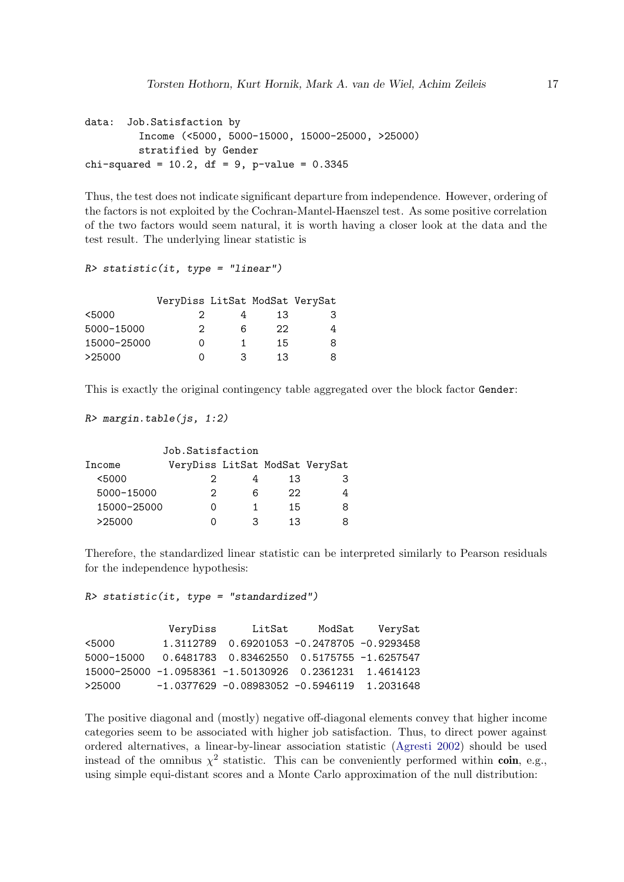```
data:  Job.Satisfaction by
         Income (<5000, 5000-15000, 15000-25000, >25000)
         stratified by Gender
chi-squared = 10.2, df = 9, p-value = 0.3345
```

Thus, the test does not indicate significant departure from independence. However, ordering of the factors is not exploited by the Cochran-Mantel-Haenszel test. As some positive correlation of the two factors would seem natural, it is worth having a closer look at the data and the test result. The underlying linear statistic is

```
R> statistic(it, type = "linear")
```

```
            VeryDiss LitSat ModSat VerySat
<5000              2      4     13       3
5000-15000         2      6     22       4
15000-25000        0      1     15       8
>25000             0      3     13       8
```

This is exactly the original contingency table aggregated over the block factor `Gender`:

```
R> margin.table(js, 1:2)
```

```
             Job.Satisfaction
Income         VeryDiss LitSat ModSat VerySat
  <5000               2      4     13       3
  5000-15000          2      6     22       4
  15000-25000         0      1     15       8
  >25000              0      3     13       8
```

Therefore, the standardized linear statistic can be interpreted similarly to Pearson residuals for the independence hypothesis:

```
R> statistic(it, type = "standardized")
```

```
              VeryDiss      LitSat     ModSat    VerySat
<5000        1.3112789  0.69201053 -0.2478705 -0.9293458
5000-15000   0.6481783  0.83462550  0.5175755 -1.6257547
15000-25000 -1.0958361 -1.50130926  0.2361231  1.4614123
>25000      -1.0377629 -0.08983052 -0.5946119  1.2031648
```

The positive diagonal and (mostly) negative off-diagonal elements convey that higher income categories seem to be associated with higher job satisfaction. Thus, to direct power against ordered alternatives, a linear-by-linear association statistic (Agresti 2002) should be used instead of the omnibus $\chi^2$ statistic. This can be conveniently performed within **coin**, e.g., using simple equi-distant scores and a Monte Carlo approximation of the null distribution: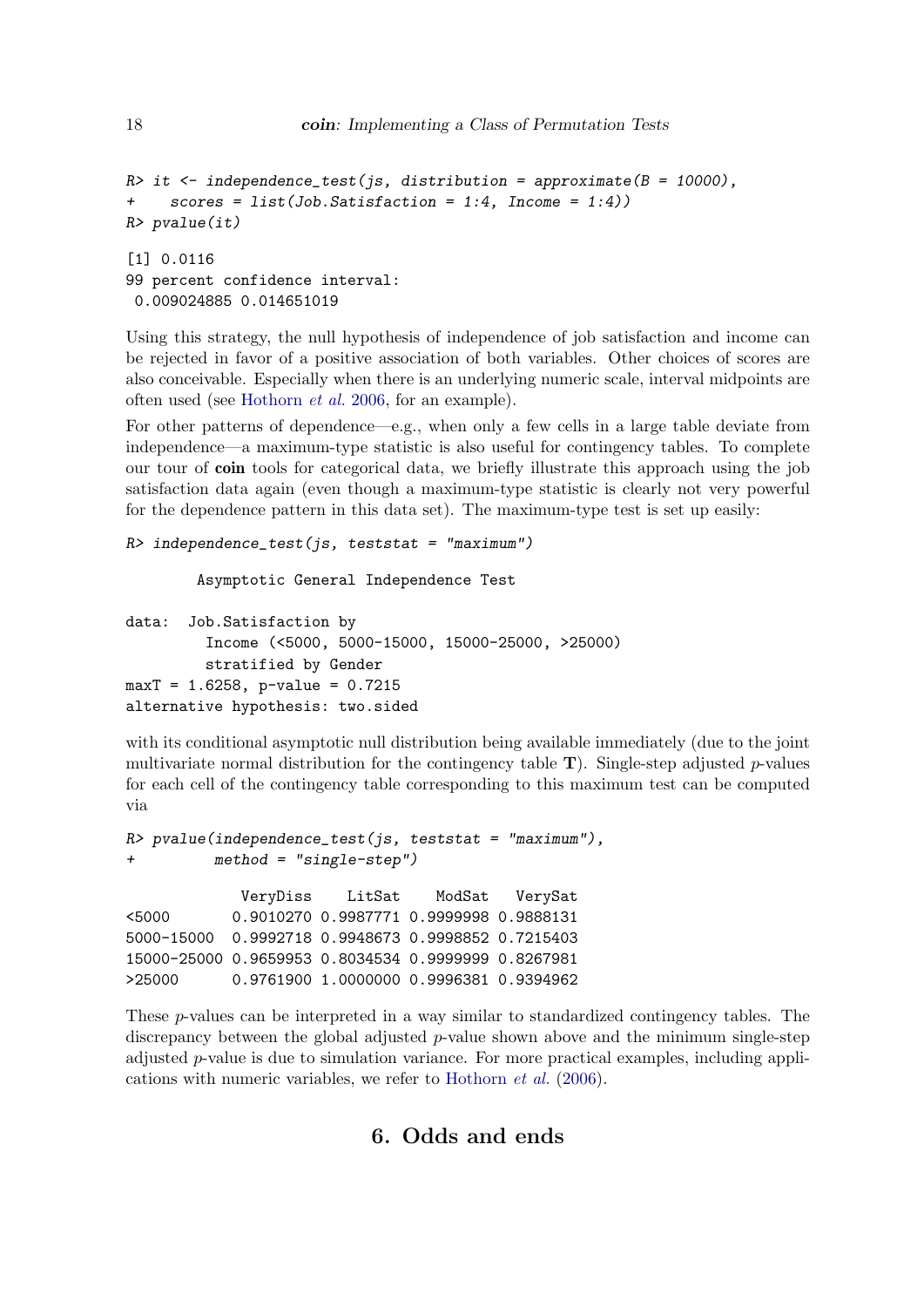```
R> it <- independence_test(js, distribution = approximate(B = 10000),
+    scores = list(Job.Satisfaction = 1:4, Income = 1:4))
R> pvalue(it)

[1] 0.0116
99 percent confidence interval:
 0.009024885 0.014651019
```

Using this strategy, the null hypothesis of independence of job satisfaction and income can be rejected in favor of a positive association of both variables. Other choices of scores are also conceivable. Especially when there is an underlying numeric scale, interval midpoints are often used (see Hothorn *et al.* 2006, for an example).

For other patterns of dependence—e.g., when only a few cells in a large table deviate from independence—a maximum-type statistic is also useful for contingency tables. To complete our tour of **coin** tools for categorical data, we briefly illustrate this approach using the job satisfaction data again (even though a maximum-type statistic is clearly not very powerful for the dependence pattern in this data set). The maximum-type test is set up easily:

```
R> independence_test(js, teststat = "maximum")

        Asymptotic General Independence Test

data:  Job.Satisfaction by
         Income (<5000, 5000-15000, 15000-25000, >25000)
         stratified by Gender
maxT = 1.6258, p-value = 0.7215
alternative hypothesis: two.sided
```

with its conditional asymptotic null distribution being available immediately (due to the joint multivariate normal distribution for the contingency table $\mathbf{T}$). Single-step adjusted $p$-values for each cell of the contingency table corresponding to this maximum test can be computed via

```
R> pvalue(independence_test(js, teststat = "maximum"),
+         method = "single-step")

             VeryDiss    LitSat    ModSat   VerySat
<5000       0.9010270 0.9987771 0.9999998 0.9888131
5000-15000  0.9992718 0.9948673 0.9998852 0.7215403
15000-25000 0.9659953 0.8034534 0.9999999 0.8267981
>25000      0.9761900 1.0000000 0.9996381 0.9394962
```

These $p$-values can be interpreted in a way similar to standardized contingency tables. The discrepancy between the global adjusted $p$-value shown above and the minimum single-step adjusted $p$-value is due to simulation variance. For more practical examples, including applications with numeric variables, we refer to Hothorn *et al.* (2006).

## 6. Odds and ends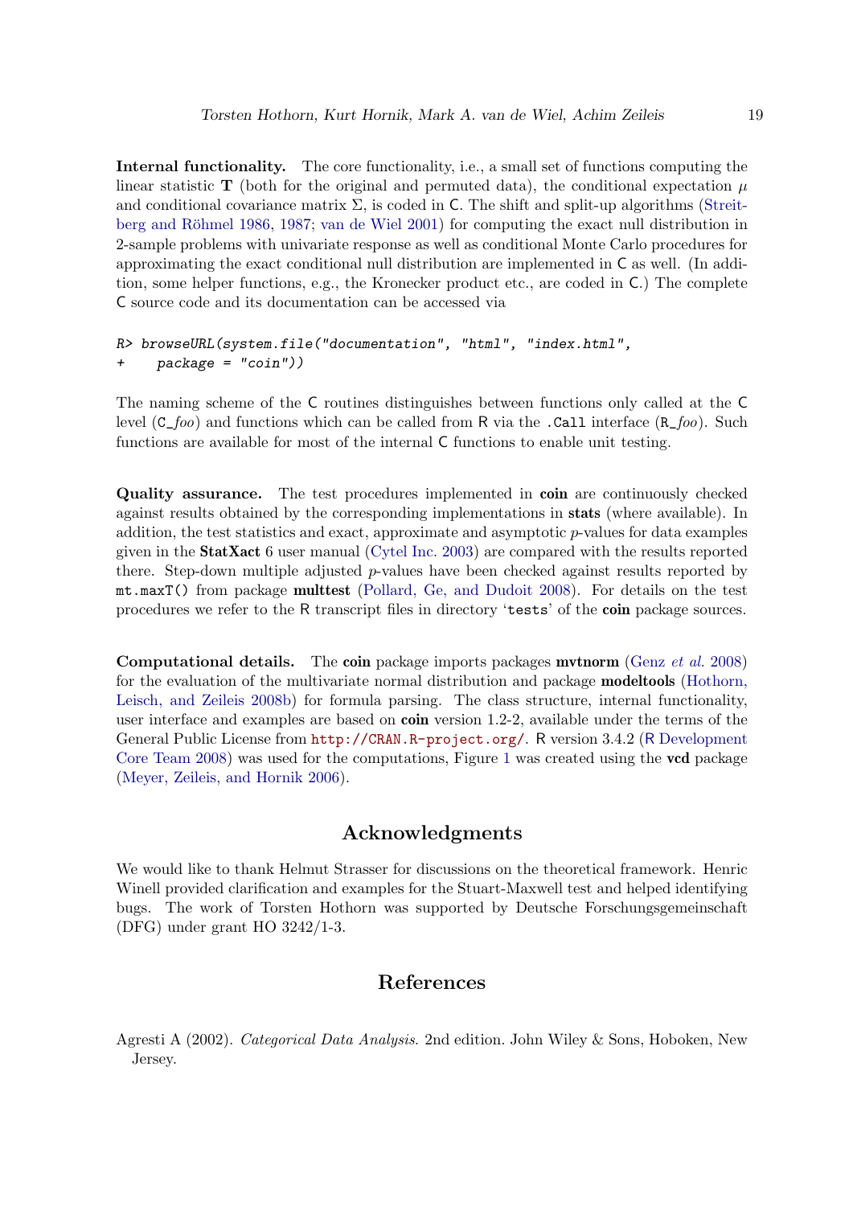**Internal functionality.** The core functionality, i.e., a small set of functions computing the linear statistic $\mathbf{T}$ (both for the original and permuted data), the conditional expectation $\mu$ and conditional covariance matrix $\Sigma$, is coded in C. The shift and split-up algorithms (Streitberg and Röhmel 1986, 1987; van de Wiel 2001) for computing the exact null distribution in 2-sample problems with univariate response as well as conditional Monte Carlo procedures for approximating the exact conditional null distribution are implemented in C as well. (In addition, some helper functions, e.g., the Kronecker product etc., are coded in C.) The complete C source code and its documentation can be accessed via

```
R> browseURL(system.file("documentation", "html", "index.html",
+     package = "coin"))
```

The naming scheme of the C routines distinguishes between functions only called at the C level (`C_`*foo*) and functions which can be called from R via the `.Call` interface (`R_`*foo*). Such functions are available for most of the internal C functions to enable unit testing.

**Quality assurance.** The test procedures implemented in **coin** are continuously checked against results obtained by the corresponding implementations in **stats** (where available). In addition, the test statistics and exact, approximate and asymptotic $p$-values for data examples given in the **StatXact** 6 user manual (Cytel Inc. 2003) are compared with the results reported there. Step-down multiple adjusted $p$-values have been checked against results reported by `mt.maxT()` from package **multtest** (Pollard, Ge, and Dudoit 2008). For details on the test procedures we refer to the R transcript files in directory '`tests`' of the **coin** package sources.

**Computational details.** The **coin** package imports packages **mvtnorm** (Genz *et al.* 2008) for the evaluation of the multivariate normal distribution and package **modeltools** (Hothorn, Leisch, and Zeileis 2008b) for formula parsing. The class structure, internal functionality, user interface and examples are based on **coin** version 1.2-2, available under the terms of the General Public License from `http://CRAN.R-project.org/`. R version 3.4.2 (R Development Core Team 2008) was used for the computations, Figure 1 was created using the **vcd** package (Meyer, Zeileis, and Hornik 2006).

## Acknowledgments

We would like to thank Helmut Strasser for discussions on the theoretical framework. Henric Winell provided clarification and examples for the Stuart-Maxwell test and helped identifying bugs. The work of Torsten Hothorn was supported by Deutsche Forschungsgemeinschaft (DFG) under grant HO 3242/1-3.

## References

Agresti A (2002). *Categorical Data Analysis*. 2nd edition. John Wiley & Sons, Hoboken, New Jersey.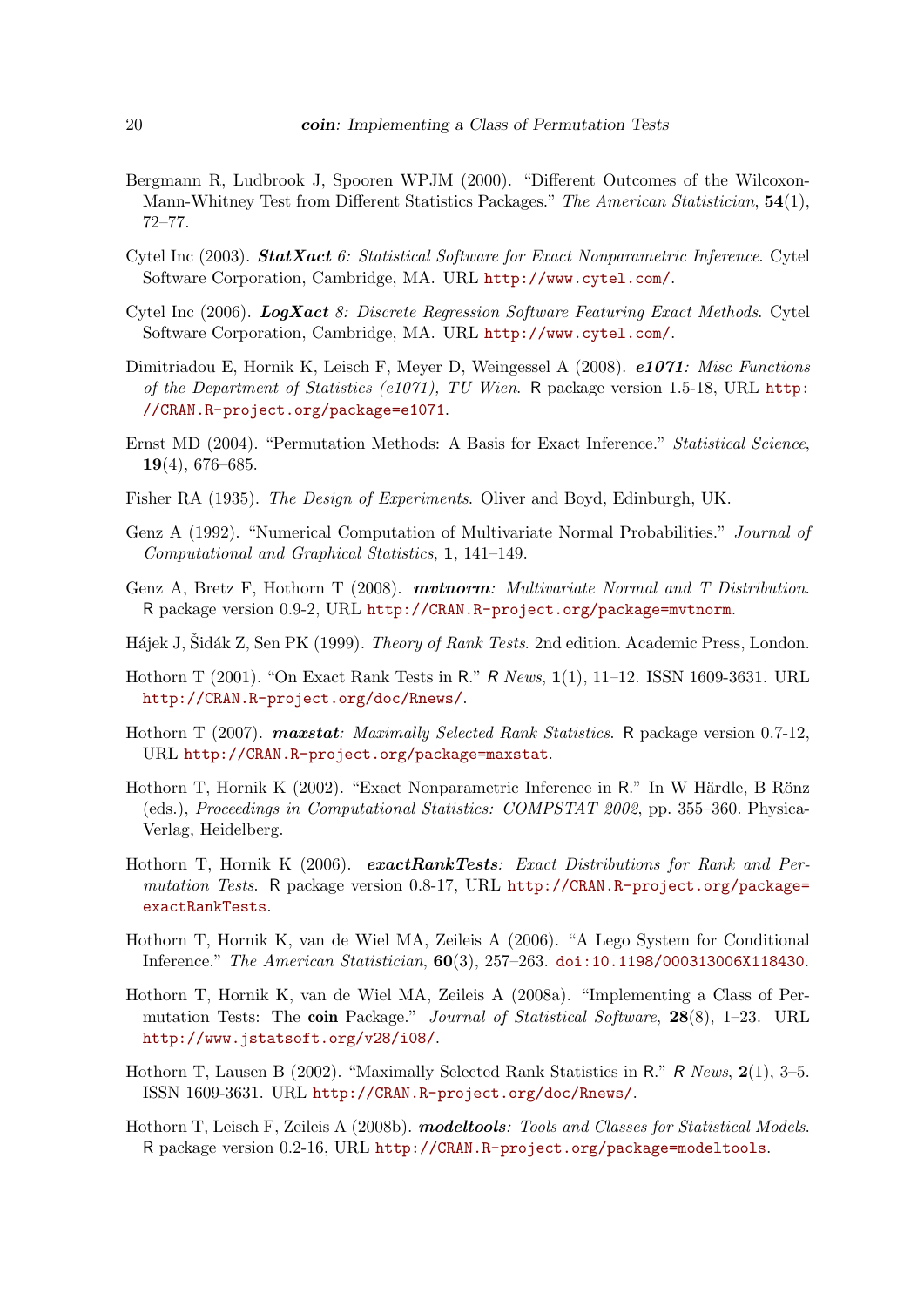Bergmann R, Ludbrook J, Spooren WPJM (2000). "Different Outcomes of the Wilcoxon-Mann-Whitney Test from Different Statistics Packages." *The American Statistician*, **54**(1), 72–77.

Cytel Inc (2003). ***StatXact** 6: Statistical Software for Exact Nonparametric Inference*. Cytel Software Corporation, Cambridge, MA. URL http://www.cytel.com/.

Cytel Inc (2006). ***LogXact** 8: Discrete Regression Software Featuring Exact Methods*. Cytel Software Corporation, Cambridge, MA. URL http://www.cytel.com/.

Dimitriadou E, Hornik K, Leisch F, Meyer D, Weingessel A (2008). ***e1071**: Misc Functions of the Department of Statistics (e1071), TU Wien*. R package version 1.5-18, URL http://CRAN.R-project.org/package=e1071.

Ernst MD (2004). "Permutation Methods: A Basis for Exact Inference." *Statistical Science*, **19**(4), 676–685.

Fisher RA (1935). *The Design of Experiments*. Oliver and Boyd, Edinburgh, UK.

Genz A (1992). "Numerical Computation of Multivariate Normal Probabilities." *Journal of Computational and Graphical Statistics*, **1**, 141–149.

Genz A, Bretz F, Hothorn T (2008). ***mvtnorm**: Multivariate Normal and T Distribution*. R package version 0.9-2, URL http://CRAN.R-project.org/package=mvtnorm.

Hájek J, Šidák Z, Sen PK (1999). *Theory of Rank Tests*. 2nd edition. Academic Press, London.

Hothorn T (2001). "On Exact Rank Tests in R." *R News*, **1**(1), 11–12. ISSN 1609-3631. URL http://CRAN.R-project.org/doc/Rnews/.

Hothorn T (2007). ***maxstat**: Maximally Selected Rank Statistics*. R package version 0.7-12, URL http://CRAN.R-project.org/package=maxstat.

Hothorn T, Hornik K (2002). "Exact Nonparametric Inference in R." In W Härdle, B Rönz (eds.), *Proceedings in Computational Statistics: COMPSTAT 2002*, pp. 355–360. Physica-Verlag, Heidelberg.

Hothorn T, Hornik K (2006). ***exactRankTests**: Exact Distributions for Rank and Permutation Tests*. R package version 0.8-17, URL http://CRAN.R-project.org/package=exactRankTests.

Hothorn T, Hornik K, van de Wiel MA, Zeileis A (2006). "A Lego System for Conditional Inference." *The American Statistician*, **60**(3), 257–263. doi:10.1198/000313006X118430.

Hothorn T, Hornik K, van de Wiel MA, Zeileis A (2008a). "Implementing a Class of Permutation Tests: The **coin** Package." *Journal of Statistical Software*, **28**(8), 1–23. URL http://www.jstatsoft.org/v28/i08/.

Hothorn T, Lausen B (2002). "Maximally Selected Rank Statistics in R." *R News*, **2**(1), 3–5. ISSN 1609-3631. URL http://CRAN.R-project.org/doc/Rnews/.

Hothorn T, Leisch F, Zeileis A (2008b). ***modeltools**: Tools and Classes for Statistical Models*. R package version 0.2-16, URL http://CRAN.R-project.org/package=modeltools.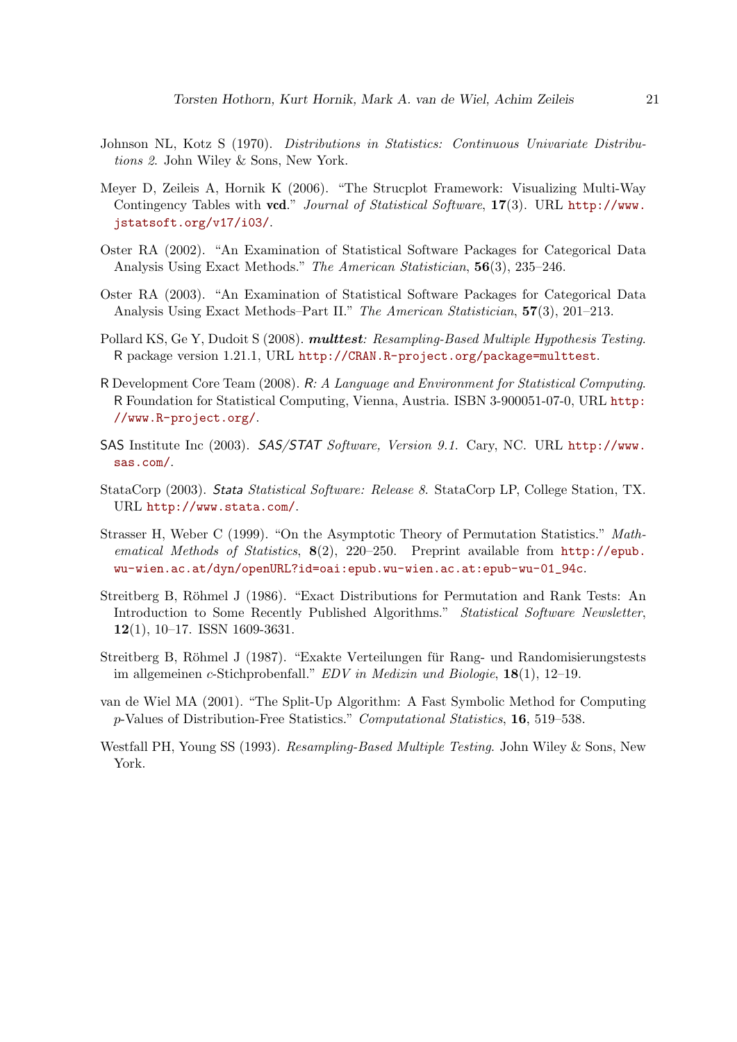Johnson NL, Kotz S (1970). *Distributions in Statistics: Continuous Univariate Distributions 2*. John Wiley & Sons, New York.

Meyer D, Zeileis A, Hornik K (2006). "The Strucplot Framework: Visualizing Multi-Way Contingency Tables with **vcd**." *Journal of Statistical Software*, **17**(3). URL http://www.jstatsoft.org/v17/i03/.

Oster RA (2002). "An Examination of Statistical Software Packages for Categorical Data Analysis Using Exact Methods." *The American Statistician*, **56**(3), 235–246.

Oster RA (2003). "An Examination of Statistical Software Packages for Categorical Data Analysis Using Exact Methods–Part II." *The American Statistician*, **57**(3), 201–213.

Pollard KS, Ge Y, Dudoit S (2008). ***multtest**: Resampling-Based Multiple Hypothesis Testing*. R package version 1.21.1, URL http://CRAN.R-project.org/package=multtest.

R Development Core Team (2008). *R: A Language and Environment for Statistical Computing*. R Foundation for Statistical Computing, Vienna, Austria. ISBN 3-900051-07-0, URL http://www.R-project.org/.

SAS Institute Inc (2003). *SAS/STAT Software, Version 9.1*. Cary, NC. URL http://www.sas.com/.

StataCorp (2003). *Stata Statistical Software: Release 8*. StataCorp LP, College Station, TX. URL http://www.stata.com/.

Strasser H, Weber C (1999). "On the Asymptotic Theory of Permutation Statistics." *Mathematical Methods of Statistics*, **8**(2), 220–250. Preprint available from http://epub.wu-wien.ac.at/dyn/openURL?id=oai:epub.wu-wien.ac.at:epub-wu-01_94c.

Streitberg B, Röhmel J (1986). "Exact Distributions for Permutation and Rank Tests: An Introduction to Some Recently Published Algorithms." *Statistical Software Newsletter*, **12**(1), 10–17. ISSN 1609-3631.

Streitberg B, Röhmel J (1987). "Exakte Verteilungen für Rang- und Randomisierungstests im allgemeinen $c$-Stichprobenfall." *EDV in Medizin und Biologie*, **18**(1), 12–19.

van de Wiel MA (2001). "The Split-Up Algorithm: A Fast Symbolic Method for Computing $p$-Values of Distribution-Free Statistics." *Computational Statistics*, **16**, 519–538.

Westfall PH, Young SS (1993). *Resampling-Based Multiple Testing*. John Wiley & Sons, New York.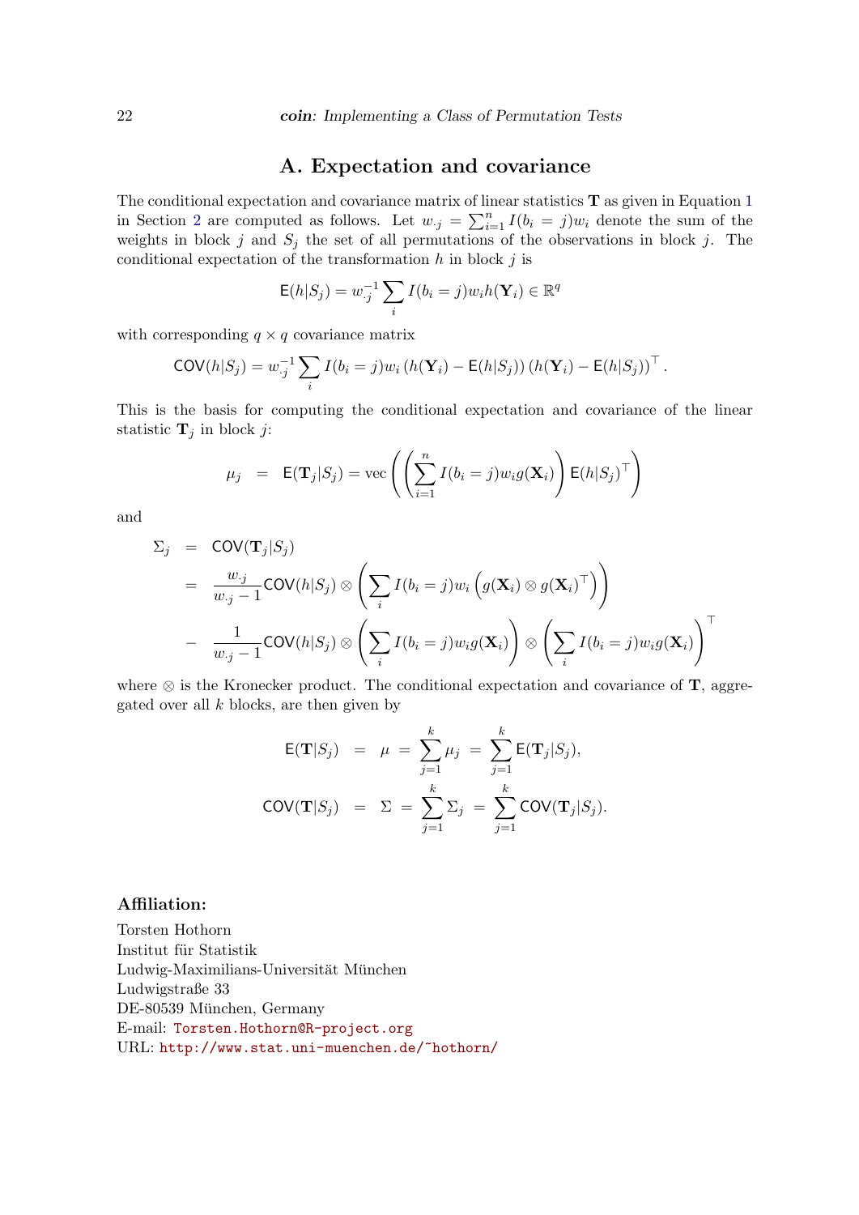# A. Expectation and covariance

The conditional expectation and covariance matrix of linear statistics $\mathbf{T}$ as given in Equation 1 in Section 2 are computed as follows. Let $w_{\cdot j} = \sum_{i=1}^{n} I(b_i = j) w_i$ denote the sum of the weights in block $j$ and $S_j$ the set of all permutations of the observations in block $j$. The conditional expectation of the transformation $h$ in block $j$ is

$$\mathsf{E}(h|S_j) = w_{\cdot j}^{-1} \sum_i I(b_i = j) w_i h(\mathbf{Y}_i) \in \mathbb{R}^q$$

with corresponding $q \times q$ covariance matrix

$$\mathsf{COV}(h|S_j) = w_{\cdot j}^{-1} \sum_i I(b_i = j) w_i \left(h(\mathbf{Y}_i) - \mathsf{E}(h|S_j)\right) \left(h(\mathbf{Y}_i) - \mathsf{E}(h|S_j)\right)^\top.$$

This is the basis for computing the conditional expectation and covariance of the linear statistic $\mathbf{T}_j$ in block $j$:

$$\mu_j = \mathsf{E}(\mathbf{T}_j|S_j) = \operatorname{vec}\left( \left( \sum_{i=1}^{n} I(b_i = j) w_i g(\mathbf{X}_i) \right) \mathsf{E}(h|S_j)^\top \right)$$

and

$$\begin{aligned}
\Sigma_j &= \mathsf{COV}(\mathbf{T}_j|S_j) \\
&= \frac{w_{\cdot j}}{w_{\cdot j} - 1} \mathsf{COV}(h|S_j) \otimes \left( \sum_i I(b_i = j) w_i \left( g(\mathbf{X}_i) \otimes g(\mathbf{X}_i)^\top \right) \right) \\
&- \frac{1}{w_{\cdot j} - 1} \mathsf{COV}(h|S_j) \otimes \left( \sum_i I(b_i = j) w_i g(\mathbf{X}_i) \right) \otimes \left( \sum_i I(b_i = j) w_i g(\mathbf{X}_i) \right)^\top
\end{aligned}$$

where $\otimes$ is the Kronecker product. The conditional expectation and covariance of $\mathbf{T}$, aggregated over all $k$ blocks, are then given by

$$\begin{aligned}
\mathsf{E}(\mathbf{T}|S_j) &= \mu = \sum_{j=1}^{k} \mu_j = \sum_{j=1}^{k} \mathsf{E}(\mathbf{T}_j|S_j), \\
\mathsf{COV}(\mathbf{T}|S_j) &= \Sigma = \sum_{j=1}^{k} \Sigma_j = \sum_{j=1}^{k} \mathsf{COV}(\mathbf{T}_j|S_j).
\end{aligned}$$

### Affiliation:

Torsten Hothorn
Institut für Statistik
Ludwig-Maximilians-Universität München
Ludwigstraße 33
DE-80539 München, Germany
E-mail: Torsten.Hothorn@R-project.org
URL: http://www.stat.uni-muenchen.de/~hothorn/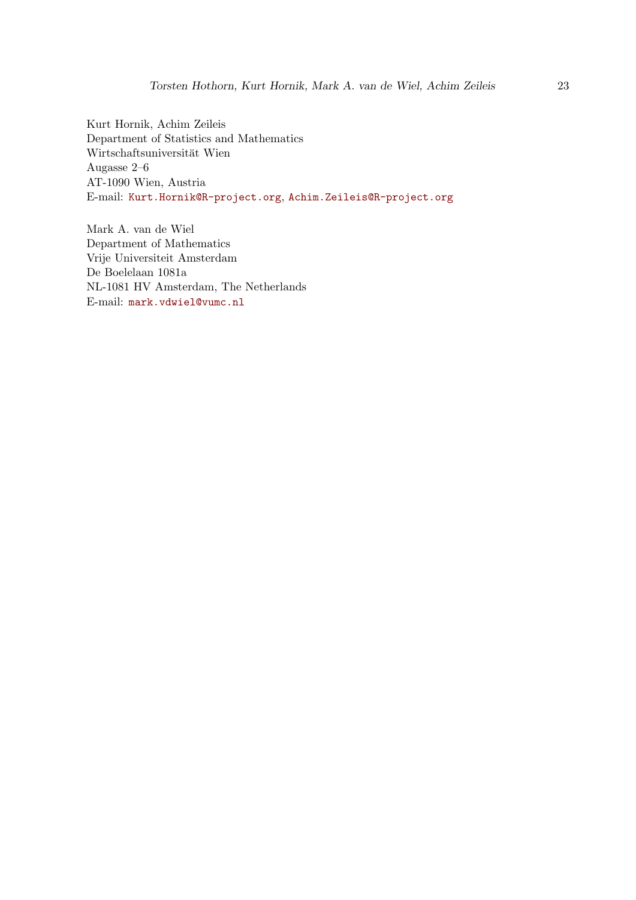Kurt Hornik, Achim Zeileis
Department of Statistics and Mathematics
Wirtschaftsuniversität Wien
Augasse 2–6
AT-1090 Wien, Austria
E-mail: Kurt.Hornik@R-project.org, Achim.Zeileis@R-project.org

Mark A. van de Wiel
Department of Mathematics
Vrije Universiteit Amsterdam
De Boelelaan 1081a
NL-1081 HV Amsterdam, The Netherlands
E-mail: mark.vdwiel@vumc.nl